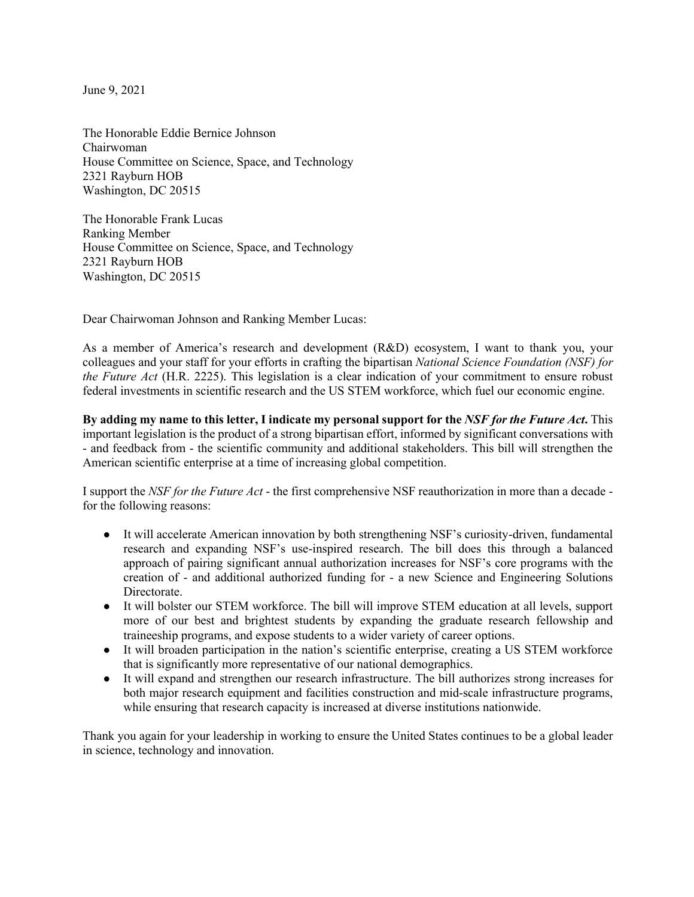June 9, 2021

The Honorable Eddie Bernice Johnson
Chairwoman
House Committee on Science, Space, and Technology
2321 Rayburn HOB
Washington, DC 20515

The Honorable Frank Lucas
Ranking Member
House Committee on Science, Space, and Technology
2321 Rayburn HOB
Washington, DC 20515

Dear Chairwoman Johnson and Ranking Member Lucas:

As a member of America's research and development (R&D) ecosystem, I want to thank you, your colleagues and your staff for your efforts in crafting the bipartisan *National Science Foundation (NSF) for the Future Act* (H.R. 2225). This legislation is a clear indication of your commitment to ensure robust federal investments in scientific research and the US STEM workforce, which fuel our economic engine.

**By adding my name to this letter, I indicate my personal support for the *NSF for the Future Act*.** This important legislation is the product of a strong bipartisan effort, informed by significant conversations with - and feedback from - the scientific community and additional stakeholders. This bill will strengthen the American scientific enterprise at a time of increasing global competition.

I support the *NSF for the Future Act* - the first comprehensive NSF reauthorization in more than a decade - for the following reasons:

- It will accelerate American innovation by both strengthening NSF's curiosity-driven, fundamental research and expanding NSF's use-inspired research. The bill does this through a balanced approach of pairing significant annual authorization increases for NSF's core programs with the creation of - and additional authorized funding for - a new Science and Engineering Solutions Directorate.
- It will bolster our STEM workforce. The bill will improve STEM education at all levels, support more of our best and brightest students by expanding the graduate research fellowship and traineeship programs, and expose students to a wider variety of career options.
- It will broaden participation in the nation's scientific enterprise, creating a US STEM workforce that is significantly more representative of our national demographics.
- It will expand and strengthen our research infrastructure. The bill authorizes strong increases for both major research equipment and facilities construction and mid-scale infrastructure programs, while ensuring that research capacity is increased at diverse institutions nationwide.

Thank you again for your leadership in working to ensure the United States continues to be a global leader in science, technology and innovation.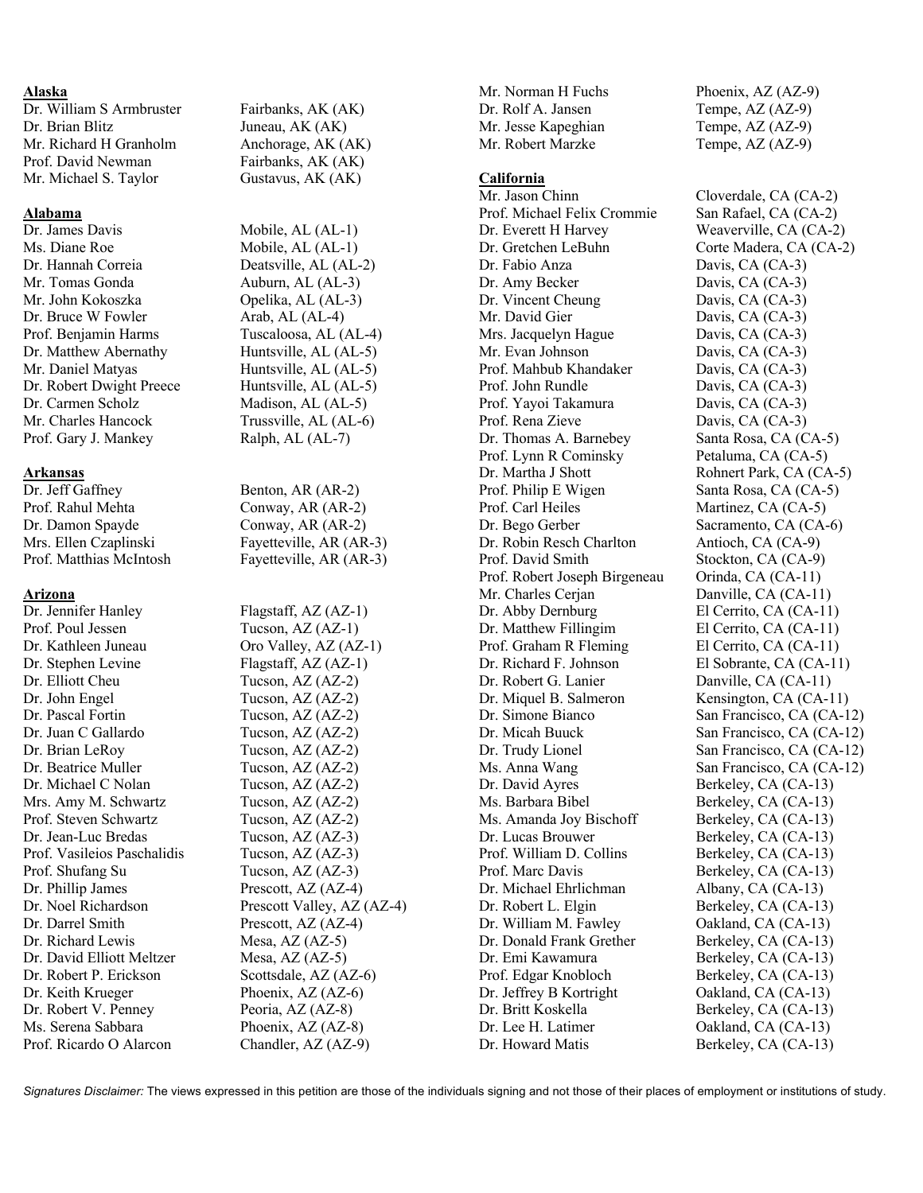**Alaska**

| | |
|---|---|
| Dr. William S Armbruster | Fairbanks, AK (AK) |
| Dr. Brian Blitz | Juneau, AK (AK) |
| Mr. Richard H Granholm | Anchorage, AK (AK) |
| Prof. David Newman | Fairbanks, AK (AK) |
| Mr. Michael S. Taylor | Gustavus, AK (AK) |

**Alabama**

| | |
|---|---|
| Dr. James Davis | Mobile, AL (AL-1) |
| Ms. Diane Roe | Mobile, AL (AL-1) |
| Dr. Hannah Correia | Deatsville, AL (AL-2) |
| Mr. Tomas Gonda | Auburn, AL (AL-3) |
| Mr. John Kokoszka | Opelika, AL (AL-3) |
| Dr. Bruce W Fowler | Arab, AL (AL-4) |
| Prof. Benjamin Harms | Tuscaloosa, AL (AL-4) |
| Dr. Matthew Abernathy | Huntsville, AL (AL-5) |
| Mr. Daniel Matyas | Huntsville, AL (AL-5) |
| Dr. Robert Dwight Preece | Huntsville, AL (AL-5) |
| Dr. Carmen Scholz | Madison, AL (AL-5) |
| Mr. Charles Hancock | Trussville, AL (AL-6) |
| Prof. Gary J. Mankey | Ralph, AL (AL-7) |

**Arkansas**

| | |
|---|---|
| Dr. Jeff Gaffney | Benton, AR (AR-2) |
| Prof. Rahul Mehta | Conway, AR (AR-2) |
| Dr. Damon Spayde | Conway, AR (AR-2) |
| Mrs. Ellen Czaplinski | Fayetteville, AR (AR-3) |
| Prof. Matthias McIntosh | Fayetteville, AR (AR-3) |

**Arizona**

| | |
|---|---|
| Dr. Jennifer Hanley | Flagstaff, AZ (AZ-1) |
| Prof. Poul Jessen | Tucson, AZ (AZ-1) |
| Dr. Kathleen Juneau | Oro Valley, AZ (AZ-1) |
| Dr. Stephen Levine | Flagstaff, AZ (AZ-1) |
| Dr. Elliott Cheu | Tucson, AZ (AZ-2) |
| Dr. John Engel | Tucson, AZ (AZ-2) |
| Dr. Pascal Fortin | Tucson, AZ (AZ-2) |
| Dr. Juan C Gallardo | Tucson, AZ (AZ-2) |
| Dr. Brian LeRoy | Tucson, AZ (AZ-2) |
| Dr. Beatrice Muller | Tucson, AZ (AZ-2) |
| Dr. Michael C Nolan | Tucson, AZ (AZ-2) |
| Mrs. Amy M. Schwartz | Tucson, AZ (AZ-2) |
| Prof. Steven Schwartz | Tucson, AZ (AZ-2) |
| Dr. Jean-Luc Bredas | Tucson, AZ (AZ-3) |
| Prof. Vasileios Paschalidis | Tucson, AZ (AZ-3) |
| Prof. Shufang Su | Tucson, AZ (AZ-3) |
| Dr. Phillip James | Prescott, AZ (AZ-4) |
| Dr. Noel Richardson | Prescott Valley, AZ (AZ-4) |
| Dr. Darrel Smith | Prescott, AZ (AZ-4) |
| Dr. Richard Lewis | Mesa, AZ (AZ-5) |
| Dr. David Elliott Meltzer | Mesa, AZ (AZ-5) |
| Dr. Robert P. Erickson | Scottsdale, AZ (AZ-6) |
| Dr. Keith Krueger | Phoenix, AZ (AZ-6) |
| Dr. Robert V. Penney | Peoria, AZ (AZ-8) |
| Ms. Serena Sabbara | Phoenix, AZ (AZ-8) |
| Prof. Ricardo O Alarcon | Chandler, AZ (AZ-9) |
| Mr. Norman H Fuchs | Phoenix, AZ (AZ-9) |
| Dr. Rolf A. Jansen | Tempe, AZ (AZ-9) |
| Mr. Jesse Kapeghian | Tempe, AZ (AZ-9) |
| Mr. Robert Marzke | Tempe, AZ (AZ-9) |

**California**

| | |
|---|---|
| Mr. Jason Chinn | Cloverdale, CA (CA-2) |
| Prof. Michael Felix Crommie | San Rafael, CA (CA-2) |
| Dr. Everett H Harvey | Weaverville, CA (CA-2) |
| Dr. Gretchen LeBuhn | Corte Madera, CA (CA-2) |
| Dr. Fabio Anza | Davis, CA (CA-3) |
| Dr. Amy Becker | Davis, CA (CA-3) |
| Dr. Vincent Cheung | Davis, CA (CA-3) |
| Mr. David Gier | Davis, CA (CA-3) |
| Mrs. Jacquelyn Hague | Davis, CA (CA-3) |
| Mr. Evan Johnson | Davis, CA (CA-3) |
| Prof. Mahbub Khandaker | Davis, CA (CA-3) |
| Prof. John Rundle | Davis, CA (CA-3) |
| Prof. Yayoi Takamura | Davis, CA (CA-3) |
| Prof. Rena Zieve | Davis, CA (CA-3) |
| Dr. Thomas A. Barnebey | Santa Rosa, CA (CA-5) |
| Prof. Lynn R Cominsky | Petaluma, CA (CA-5) |
| Dr. Martha J Shott | Rohnert Park, CA (CA-5) |
| Prof. Philip E Wigen | Santa Rosa, CA (CA-5) |
| Prof. Carl Heiles | Martinez, CA (CA-5) |
| Dr. Bego Gerber | Sacramento, CA (CA-6) |
| Dr. Robin Resch Charlton | Antioch, CA (CA-9) |
| Prof. David Smith | Stockton, CA (CA-9) |
| Prof. Robert Joseph Birgeneau | Orinda, CA (CA-11) |
| Mr. Charles Cerjan | Danville, CA (CA-11) |
| Dr. Abby Dernburg | El Cerrito, CA (CA-11) |
| Dr. Matthew Fillingim | El Cerrito, CA (CA-11) |
| Prof. Graham R Fleming | El Cerrito, CA (CA-11) |
| Dr. Richard F. Johnson | El Sobrante, CA (CA-11) |
| Dr. Robert G. Lanier | Danville, CA (CA-11) |
| Dr. Miquel B. Salmeron | Kensington, CA (CA-11) |
| Dr. Simone Bianco | San Francisco, CA (CA-12) |
| Dr. Micah Buuck | San Francisco, CA (CA-12) |
| Dr. Trudy Lionel | San Francisco, CA (CA-12) |
| Ms. Anna Wang | San Francisco, CA (CA-12) |
| Dr. David Ayres | Berkeley, CA (CA-13) |
| Ms. Barbara Bibel | Berkeley, CA (CA-13) |
| Ms. Amanda Joy Bischoff | Berkeley, CA (CA-13) |
| Dr. Lucas Brouwer | Berkeley, CA (CA-13) |
| Prof. William D. Collins | Berkeley, CA (CA-13) |
| Prof. Marc Davis | Berkeley, CA (CA-13) |
| Dr. Michael Ehrlichman | Albany, CA (CA-13) |
| Dr. Robert L. Elgin | Berkeley, CA (CA-13) |
| Dr. William M. Fawley | Oakland, CA (CA-13) |
| Dr. Donald Frank Grether | Berkeley, CA (CA-13) |
| Dr. Emi Kawamura | Berkeley, CA (CA-13) |
| Prof. Edgar Knobloch | Berkeley, CA (CA-13) |
| Dr. Jeffrey B Kortright | Oakland, CA (CA-13) |
| Dr. Britt Koskella | Berkeley, CA (CA-13) |
| Dr. Lee H. Latimer | Oakland, CA (CA-13) |
| Dr. Howard Matis | Berkeley, CA (CA-13) |

*Signatures Disclaimer:* The views expressed in this petition are those of the individuals signing and not those of their places of employment or institutions of study.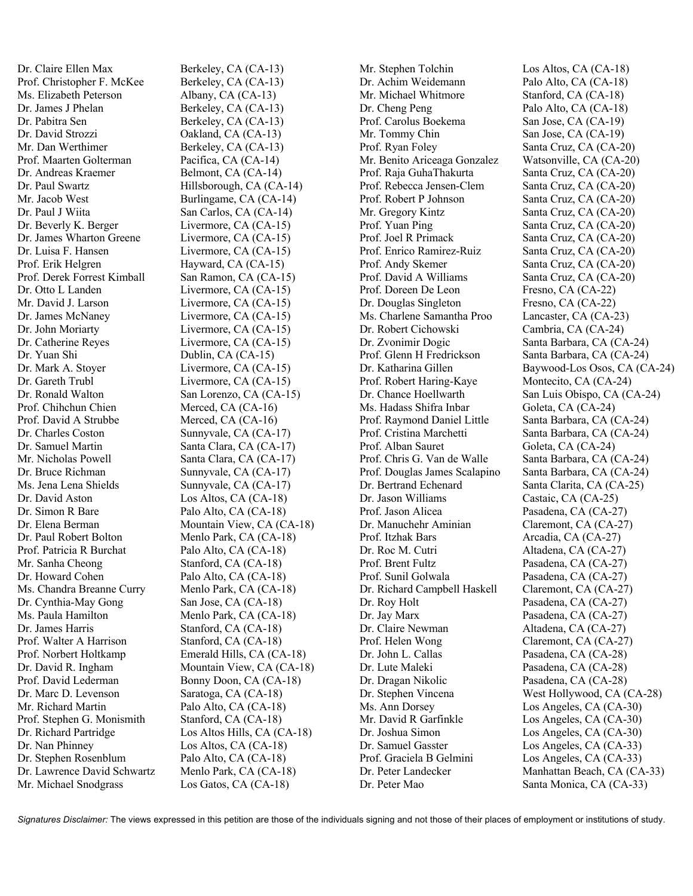| Name | Location |
|---|---|
| Dr. Claire Ellen Max | Berkeley, CA (CA-13) |
| Prof. Christopher F. McKee | Berkeley, CA (CA-13) |
| Ms. Elizabeth Peterson | Albany, CA (CA-13) |
| Dr. James J Phelan | Berkeley, CA (CA-13) |
| Dr. Pabitra Sen | Berkeley, CA (CA-13) |
| Dr. David Strozzi | Oakland, CA (CA-13) |
| Mr. Dan Werthimer | Berkeley, CA (CA-13) |
| Prof. Maarten Golterman | Pacifica, CA (CA-14) |
| Dr. Andreas Kraemer | Belmont, CA (CA-14) |
| Dr. Paul Swartz | Hillsborough, CA (CA-14) |
| Mr. Jacob West | Burlingame, CA (CA-14) |
| Dr. Paul J Wiita | San Carlos, CA (CA-14) |
| Dr. Beverly K. Berger | Livermore, CA (CA-15) |
| Dr. James Wharton Greene | Livermore, CA (CA-15) |
| Dr. Luisa F. Hansen | Livermore, CA (CA-15) |
| Prof. Erik Helgren | Hayward, CA (CA-15) |
| Prof. Derek Forrest Kimball | San Ramon, CA (CA-15) |
| Dr. Otto L Landen | Livermore, CA (CA-15) |
| Mr. David J. Larson | Livermore, CA (CA-15) |
| Dr. James McNaney | Livermore, CA (CA-15) |
| Dr. John Moriarty | Livermore, CA (CA-15) |
| Dr. Catherine Reyes | Livermore, CA (CA-15) |
| Dr. Yuan Shi | Dublin, CA (CA-15) |
| Dr. Mark A. Stoyer | Livermore, CA (CA-15) |
| Dr. Gareth Trubl | Livermore, CA (CA-15) |
| Dr. Ronald Walton | San Lorenzo, CA (CA-15) |
| Prof. Chihchun Chien | Merced, CA (CA-16) |
| Prof. David A Strubbe | Merced, CA (CA-16) |
| Dr. Charles Coston | Sunnyvale, CA (CA-17) |
| Dr. Samuel Martin | Santa Clara, CA (CA-17) |
| Mr. Nicholas Powell | Santa Clara, CA (CA-17) |
| Dr. Bruce Richman | Sunnyvale, CA (CA-17) |
| Ms. Jena Lena Shields | Sunnyvale, CA (CA-17) |
| Dr. David Aston | Los Altos, CA (CA-18) |
| Dr. Simon R Bare | Palo Alto, CA (CA-18) |
| Dr. Elena Berman | Mountain View, CA (CA-18) |
| Dr. Paul Robert Bolton | Menlo Park, CA (CA-18) |
| Prof. Patricia R Burchat | Palo Alto, CA (CA-18) |
| Mr. Sanha Cheong | Stanford, CA (CA-18) |
| Dr. Howard Cohen | Palo Alto, CA (CA-18) |
| Ms. Chandra Breanne Curry | Menlo Park, CA (CA-18) |
| Dr. Cynthia-May Gong | San Jose, CA (CA-18) |
| Ms. Paula Hamilton | Menlo Park, CA (CA-18) |
| Dr. James Harris | Stanford, CA (CA-18) |
| Prof. Walter A Harrison | Stanford, CA (CA-18) |
| Prof. Norbert Holtkamp | Emerald Hills, CA (CA-18) |
| Dr. David R. Ingham | Mountain View, CA (CA-18) |
| Prof. David Lederman | Bonny Doon, CA (CA-18) |
| Dr. Marc D. Levenson | Saratoga, CA (CA-18) |
| Mr. Richard Martin | Palo Alto, CA (CA-18) |
| Prof. Stephen G. Monismith | Stanford, CA (CA-18) |
| Dr. Richard Partridge | Los Altos Hills, CA (CA-18) |
| Dr. Nan Phinney | Los Altos, CA (CA-18) |
| Dr. Stephen Rosenblum | Palo Alto, CA (CA-18) |
| Dr. Lawrence David Schwartz | Menlo Park, CA (CA-18) |
| Mr. Michael Snodgrass | Los Gatos, CA (CA-18) |
| Mr. Stephen Tolchin | Los Altos, CA (CA-18) |
| Dr. Achim Weidemann | Palo Alto, CA (CA-18) |
| Mr. Michael Whitmore | Stanford, CA (CA-18) |
| Dr. Cheng Peng | Palo Alto, CA (CA-18) |
| Prof. Carolus Boekema | San Jose, CA (CA-19) |
| Mr. Tommy Chin | San Jose, CA (CA-19) |
| Prof. Ryan Foley | Santa Cruz, CA (CA-20) |
| Mr. Benito Ariceaga Gonzalez | Watsonville, CA (CA-20) |
| Prof. Raja GuhaThakurta | Santa Cruz, CA (CA-20) |
| Prof. Rebecca Jensen-Clem | Santa Cruz, CA (CA-20) |
| Prof. Robert P Johnson | Santa Cruz, CA (CA-20) |
| Mr. Gregory Kintz | Santa Cruz, CA (CA-20) |
| Prof. Yuan Ping | Santa Cruz, CA (CA-20) |
| Prof. Joel R Primack | Santa Cruz, CA (CA-20) |
| Prof. Enrico Ramirez-Ruiz | Santa Cruz, CA (CA-20) |
| Prof. Andy Skemer | Santa Cruz, CA (CA-20) |
| Prof. David A Williams | Santa Cruz, CA (CA-20) |
| Prof. Doreen De Leon | Fresno, CA (CA-22) |
| Dr. Douglas Singleton | Fresno, CA (CA-22) |
| Ms. Charlene Samantha Proo | Lancaster, CA (CA-23) |
| Dr. Robert Cichowski | Cambria, CA (CA-24) |
| Dr. Zvonimir Dogic | Santa Barbara, CA (CA-24) |
| Prof. Glenn H Fredrickson | Santa Barbara, CA (CA-24) |
| Dr. Katharina Gillen | Baywood-Los Osos, CA (CA-24) |
| Prof. Robert Haring-Kaye | Montecito, CA (CA-24) |
| Dr. Chance Hoellwarth | San Luis Obispo, CA (CA-24) |
| Ms. Hadass Shifra Inbar | Goleta, CA (CA-24) |
| Prof. Raymond Daniel Little | Santa Barbara, CA (CA-24) |
| Prof. Cristina Marchetti | Santa Barbara, CA (CA-24) |
| Prof. Alban Sauret | Goleta, CA (CA-24) |
| Prof. Chris G. Van de Walle | Santa Barbara, CA (CA-24) |
| Prof. Douglas James Scalapino | Santa Barbara, CA (CA-24) |
| Dr. Bertrand Echenard | Santa Clarita, CA (CA-25) |
| Dr. Jason Williams | Castaic, CA (CA-25) |
| Prof. Jason Alicea | Pasadena, CA (CA-27) |
| Dr. Manuchehr Aminian | Claremont, CA (CA-27) |
| Prof. Itzhak Bars | Arcadia, CA (CA-27) |
| Dr. Roc M. Cutri | Altadena, CA (CA-27) |
| Prof. Brent Fultz | Pasadena, CA (CA-27) |
| Prof. Sunil Golwala | Pasadena, CA (CA-27) |
| Dr. Richard Campbell Haskell | Claremont, CA (CA-27) |
| Dr. Roy Holt | Pasadena, CA (CA-27) |
| Dr. Jay Marx | Pasadena, CA (CA-27) |
| Dr. Claire Newman | Altadena, CA (CA-27) |
| Prof. Helen Wong | Claremont, CA (CA-27) |
| Dr. John L. Callas | Pasadena, CA (CA-28) |
| Dr. Lute Maleki | Pasadena, CA (CA-28) |
| Dr. Dragan Nikolic | Pasadena, CA (CA-28) |
| Dr. Stephen Vincena | West Hollywood, CA (CA-28) |
| Ms. Ann Dorsey | Los Angeles, CA (CA-30) |
| Mr. David R Garfinkle | Los Angeles, CA (CA-30) |
| Dr. Joshua Simon | Los Angeles, CA (CA-30) |
| Dr. Samuel Gasster | Los Angeles, CA (CA-33) |
| Prof. Graciela B Gelmini | Los Angeles, CA (CA-33) |
| Dr. Peter Landecker | Manhattan Beach, CA (CA-33) |
| Dr. Peter Mao | Santa Monica, CA (CA-33) |

*Signatures Disclaimer:* The views expressed in this petition are those of the individuals signing and not those of their places of employment or institutions of study.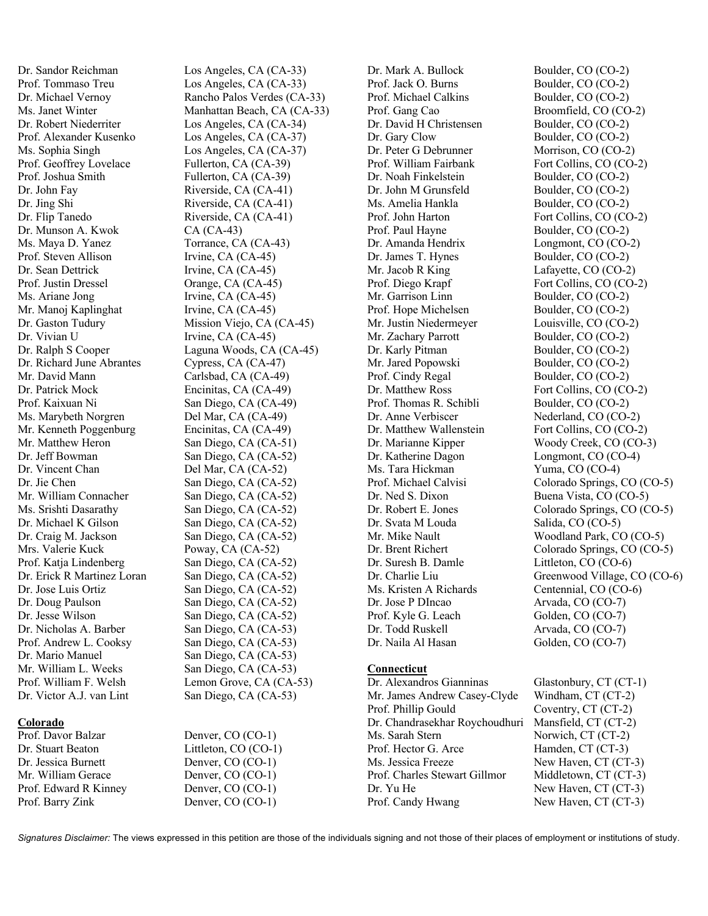Dr. Sandor Reichman Los Angeles, CA (CA-33)
Prof. Tommaso Treu Los Angeles, CA (CA-33)
Dr. Michael Vernoy Rancho Palos Verdes (CA-33)
Ms. Janet Winter Manhattan Beach, CA (CA-33)
Dr. Robert Niederriter Los Angeles, CA (CA-34)
Prof. Alexander Kusenko Los Angeles, CA (CA-37)
Ms. Sophia Singh Los Angeles, CA (CA-37)
Prof. Geoffrey Lovelace Fullerton, CA (CA-39)
Prof. Joshua Smith Fullerton, CA (CA-39)
Dr. John Fay Riverside, CA (CA-41)
Dr. Jing Shi Riverside, CA (CA-41)
Dr. Flip Tanedo Riverside, CA (CA-41)
Dr. Munson A. Kwok CA (CA-43)
Ms. Maya D. Yanez Torrance, CA (CA-43)
Prof. Steven Allison Irvine, CA (CA-45)
Dr. Sean Dettrick Irvine, CA (CA-45)
Prof. Justin Dressel Orange, CA (CA-45)
Ms. Ariane Jong Irvine, CA (CA-45)
Mr. Manoj Kaplinghat Irvine, CA (CA-45)
Dr. Gaston Tudury Mission Viejo, CA (CA-45)
Dr. Vivian U Irvine, CA (CA-45)
Dr. Ralph S Cooper Laguna Woods, CA (CA-45)
Dr. Richard June Abrantes Cypress, CA (CA-47)
Mr. David Mann Carlsbad, CA (CA-49)
Dr. Patrick Mock Encinitas, CA (CA-49)
Prof. Kaixuan Ni San Diego, CA (CA-49)
Ms. Marybeth Norgren Del Mar, CA (CA-49)
Mr. Kenneth Poggenburg Encinitas, CA (CA-49)
Mr. Matthew Heron San Diego, CA (CA-51)
Dr. Jeff Bowman San Diego, CA (CA-52)
Dr. Vincent Chan Del Mar, CA (CA-52)
Dr. Jie Chen San Diego, CA (CA-52)
Mr. William Connacher San Diego, CA (CA-52)
Ms. Srishti Dasarathy San Diego, CA (CA-52)
Dr. Michael K Gilson San Diego, CA (CA-52)
Dr. Craig M. Jackson San Diego, CA (CA-52)
Mrs. Valerie Kuck Poway, CA (CA-52)
Prof. Katja Lindenberg San Diego, CA (CA-52)
Dr. Erick R Martinez Loran San Diego, CA (CA-52)
Dr. Jose Luis Ortiz San Diego, CA (CA-52)
Dr. Doug Paulson San Diego, CA (CA-52)
Dr. Jesse Wilson San Diego, CA (CA-52)
Dr. Nicholas A. Barber San Diego, CA (CA-53)
Prof. Andrew L. Cooksy San Diego, CA (CA-53)
Dr. Mario Manuel San Diego, CA (CA-53)
Mr. William L. Weeks San Diego, CA (CA-53)
Prof. William F. Welsh Lemon Grove, CA (CA-53)
Dr. Victor A.J. van Lint San Diego, CA (CA-53)

**Colorado**

Prof. Davor Balzar Denver, CO (CO-1)
Dr. Stuart Beaton Littleton, CO (CO-1)
Dr. Jessica Burnett Denver, CO (CO-1)
Mr. William Gerace Denver, CO (CO-1)
Prof. Edward R Kinney Denver, CO (CO-1)
Prof. Barry Zink Denver, CO (CO-1)
Dr. Mark A. Bullock Boulder, CO (CO-2)
Prof. Jack O. Burns Boulder, CO (CO-2)
Prof. Michael Calkins Boulder, CO (CO-2)
Prof. Gang Cao Broomfield, CO (CO-2)
Dr. David H Christensen Boulder, CO (CO-2)
Dr. Gary Clow Boulder, CO (CO-2)
Dr. Peter G Debrunner Morrison, CO (CO-2)
Prof. William Fairbank Fort Collins, CO (CO-2)
Dr. Noah Finkelstein Boulder, CO (CO-2)
Dr. John M Grunsfeld Boulder, CO (CO-2)
Ms. Amelia Hankla Boulder, CO (CO-2)
Prof. John Harton Fort Collins, CO (CO-2)
Prof. Paul Hayne Boulder, CO (CO-2)
Dr. Amanda Hendrix Longmont, CO (CO-2)
Dr. James T. Hynes Boulder, CO (CO-2)
Mr. Jacob R King Lafayette, CO (CO-2)
Prof. Diego Krapf Fort Collins, CO (CO-2)
Mr. Garrison Linn Boulder, CO (CO-2)
Prof. Hope Michelsen Boulder, CO (CO-2)
Mr. Justin Niedermeyer Louisville, CO (CO-2)
Mr. Zachary Parrott Boulder, CO (CO-2)
Dr. Karly Pitman Boulder, CO (CO-2)
Mr. Jared Popowski Boulder, CO (CO-2)
Prof. Cindy Regal Boulder, CO (CO-2)
Dr. Matthew Ross Fort Collins, CO (CO-2)
Prof. Thomas R. Schibli Boulder, CO (CO-2)
Dr. Anne Verbiscer Nederland, CO (CO-2)
Dr. Matthew Wallenstein Fort Collins, CO (CO-2)
Dr. Marianne Kipper Woody Creek, CO (CO-3)
Dr. Katherine Dagon Longmont, CO (CO-4)
Ms. Tara Hickman Yuma, CO (CO-4)
Prof. Michael Calvisi Colorado Springs, CO (CO-5)
Dr. Ned S. Dixon Buena Vista, CO (CO-5)
Dr. Robert E. Jones Colorado Springs, CO (CO-5)
Dr. Svata M Louda Salida, CO (CO-5)
Mr. Mike Nault Woodland Park, CO (CO-5)
Dr. Brent Richert Colorado Springs, CO (CO-5)
Dr. Suresh B. Damle Littleton, CO (CO-6)
Dr. Charlie Liu Greenwood Village, CO (CO-6)
Ms. Kristen A Richards Centennial, CO (CO-6)
Dr. Jose P DIncao Arvada, CO (CO-7)
Prof. Kyle G. Leach Golden, CO (CO-7)
Dr. Todd Ruskell Arvada, CO (CO-7)
Dr. Naila Al Hasan Golden, CO (CO-7)

**Connecticut**

Dr. Alexandros Gianninas Glastonbury, CT (CT-1)
Mr. James Andrew Casey-Clyde Windham, CT (CT-2)
Prof. Phillip Gould Coventry, CT (CT-2)
Dr. Chandrasekhar Roychoudhuri Mansfield, CT (CT-2)
Ms. Sarah Stern Norwich, CT (CT-2)
Prof. Hector G. Arce Hamden, CT (CT-3)
Ms. Jessica Freeze New Haven, CT (CT-3)
Prof. Charles Stewart Gillmor Middletown, CT (CT-3)
Dr. Yu He New Haven, CT (CT-3)
Prof. Candy Hwang New Haven, CT (CT-3)

*Signatures Disclaimer:* The views expressed in this petition are those of the individuals signing and not those of their places of employment or institutions of study.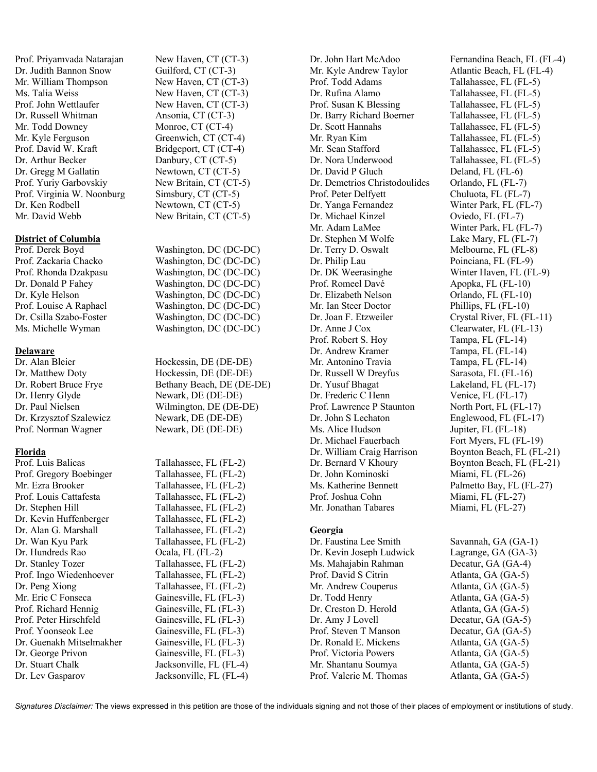Prof. Priyamvada Natarajan New Haven, CT (CT-3)
Dr. Judith Bannon Snow Guilford, CT (CT-3)
Mr. William Thompson New Haven, CT (CT-3)
Ms. Talia Weiss New Haven, CT (CT-3)
Prof. John Wettlaufer New Haven, CT (CT-3)
Dr. Russell Whitman Ansonia, CT (CT-3)
Mr. Todd Downey Monroe, CT (CT-4)
Mr. Kyle Ferguson Greenwich, CT (CT-4)
Prof. David W. Kraft Bridgeport, CT (CT-4)
Dr. Arthur Becker Danbury, CT (CT-5)
Dr. Gregg M Gallatin Newtown, CT (CT-5)
Prof. Yuriy Garbovskiy New Britain, CT (CT-5)
Prof. Virginia W. Noonburg Simsbury, CT (CT-5)
Dr. Ken Rodbell Newtown, CT (CT-5)
Mr. David Webb New Britain, CT (CT-5)

**District of Columbia**

Prof. Derek Boyd Washington, DC (DC-DC)
Prof. Zackaria Chacko Washington, DC (DC-DC)
Prof. Rhonda Dzakpasu Washington, DC (DC-DC)
Dr. Donald P Fahey Washington, DC (DC-DC)
Dr. Kyle Helson Washington, DC (DC-DC)
Prof. Louise A Raphael Washington, DC (DC-DC)
Dr. Csilla Szabo-Foster Washington, DC (DC-DC)
Ms. Michelle Wyman Washington, DC (DC-DC)

**Delaware**

Dr. Alan Bleier Hockessin, DE (DE-DE)
Dr. Matthew Doty Hockessin, DE (DE-DE)
Dr. Robert Bruce Frye Bethany Beach, DE (DE-DE)
Dr. Henry Glyde Newark, DE (DE-DE)
Dr. Paul Nielsen Wilmington, DE (DE-DE)
Dr. Krzysztof Szalewicz Newark, DE (DE-DE)
Prof. Norman Wagner Newark, DE (DE-DE)

**Florida**

Prof. Luis Balicas Tallahassee, FL (FL-2)
Prof. Gregory Boebinger Tallahassee, FL (FL-2)
Mr. Ezra Brooker Tallahassee, FL (FL-2)
Prof. Louis Cattafesta Tallahassee, FL (FL-2)
Dr. Stephen Hill Tallahassee, FL (FL-2)
Dr. Kevin Huffenberger Tallahassee, FL (FL-2)
Dr. Alan G. Marshall Tallahassee, FL (FL-2)
Dr. Wan Kyu Park Tallahassee, FL (FL-2)
Dr. Hundreds Rao Ocala, FL (FL-2)
Dr. Stanley Tozer Tallahassee, FL (FL-2)
Prof. Ingo Wiedenhoever Tallahassee, FL (FL-2)
Dr. Peng Xiong Tallahassee, FL (FL-2)
Mr. Eric C Fonseca Gainesville, FL (FL-3)
Prof. Richard Hennig Gainesville, FL (FL-3)
Prof. Peter Hirschfeld Gainesville, FL (FL-3)
Prof. Yoonseok Lee Gainesville, FL (FL-3)
Dr. Guenakh Mitselmakher Gainesville, FL (FL-3)
Dr. George Privon Gainesville, FL (FL-3)
Dr. Stuart Chalk Jacksonville, FL (FL-4)
Dr. Lev Gasparov Jacksonville, FL (FL-4)
Dr. John Hart McAdoo Fernandina Beach, FL (FL-4)
Mr. Kyle Andrew Taylor Atlantic Beach, FL (FL-4)
Prof. Todd Adams Tallahassee, FL (FL-5)
Dr. Rufina Alamo Tallahassee, FL (FL-5)
Prof. Susan K Blessing Tallahassee, FL (FL-5)
Dr. Barry Richard Boerner Tallahassee, FL (FL-5)
Dr. Scott Hannahs Tallahassee, FL (FL-5)
Mr. Ryan Kim Tallahassee, FL (FL-5)
Mr. Sean Stafford Tallahassee, FL (FL-5)
Dr. Nora Underwood Tallahassee, FL (FL-5)
Dr. David P Gluch Deland, FL (FL-6)
Dr. Demetrios Christodoulides Orlando, FL (FL-7)
Prof. Peter Delfyett Chuluota, FL (FL-7)
Dr. Yanga Fernandez Winter Park, FL (FL-7)
Dr. Michael Kinzel Oviedo, FL (FL-7)
Mr. Adam LaMee Winter Park, FL (FL-7)
Dr. Stephen M Wolfe Lake Mary, FL (FL-7)
Dr. Terry D. Oswalt Melbourne, FL (FL-8)
Dr. Philip Lau Poinciana, FL (FL-9)
Dr. DK Weerasinghe Winter Haven, FL (FL-9)
Prof. Romeel Davé Apopka, FL (FL-10)
Dr. Elizabeth Nelson Orlando, FL (FL-10)
Mr. Ian Steer Doctor Phillips, FL (FL-10)
Dr. Joan F. Etzweiler Crystal River, FL (FL-11)
Dr. Anne J Cox Clearwater, FL (FL-13)
Prof. Robert S. Hoy Tampa, FL (FL-14)
Dr. Andrew Kramer Tampa, FL (FL-14)
Mr. Antonino Travia Tampa, FL (FL-14)
Dr. Russell W Dreyfus Sarasota, FL (FL-16)
Dr. Yusuf Bhagat Lakeland, FL (FL-17)
Dr. Frederic C Henn Venice, FL (FL-17)
Prof. Lawrence P Staunton North Port, FL (FL-17)
Dr. John S Lechaton Englewood, FL (FL-17)
Ms. Alice Hudson Jupiter, FL (FL-18)
Dr. Michael Fauerbach Fort Myers, FL (FL-19)
Dr. William Craig Harrison Boynton Beach, FL (FL-21)
Dr. Bernard V Khoury Boynton Beach, FL (FL-21)
Dr. John Kominoski Miami, FL (FL-26)
Ms. Katherine Bennett Palmetto Bay, FL (FL-27)
Prof. Joshua Cohn Miami, FL (FL-27)
Mr. Jonathan Tabares Miami, FL (FL-27)

**Georgia**

Dr. Faustina Lee Smith Savannah, GA (GA-1)
Dr. Kevin Joseph Ludwick Lagrange, GA (GA-3)
Ms. Mahajabin Rahman Decatur, GA (GA-4)
Prof. David S Citrin Atlanta, GA (GA-5)
Mr. Andrew Couperus Atlanta, GA (GA-5)
Dr. Todd Henry Atlanta, GA (GA-5)
Dr. Creston D. Herold Atlanta, GA (GA-5)
Dr. Amy J Lovell Decatur, GA (GA-5)
Prof. Steven T Manson Decatur, GA (GA-5)
Dr. Ronald E. Mickens Atlanta, GA (GA-5)
Prof. Victoria Powers Atlanta, GA (GA-5)
Mr. Shantanu Soumya Atlanta, GA (GA-5)
Prof. Valerie M. Thomas Atlanta, GA (GA-5)

*Signatures Disclaimer:* The views expressed in this petition are those of the individuals signing and not those of their places of employment or institutions of study.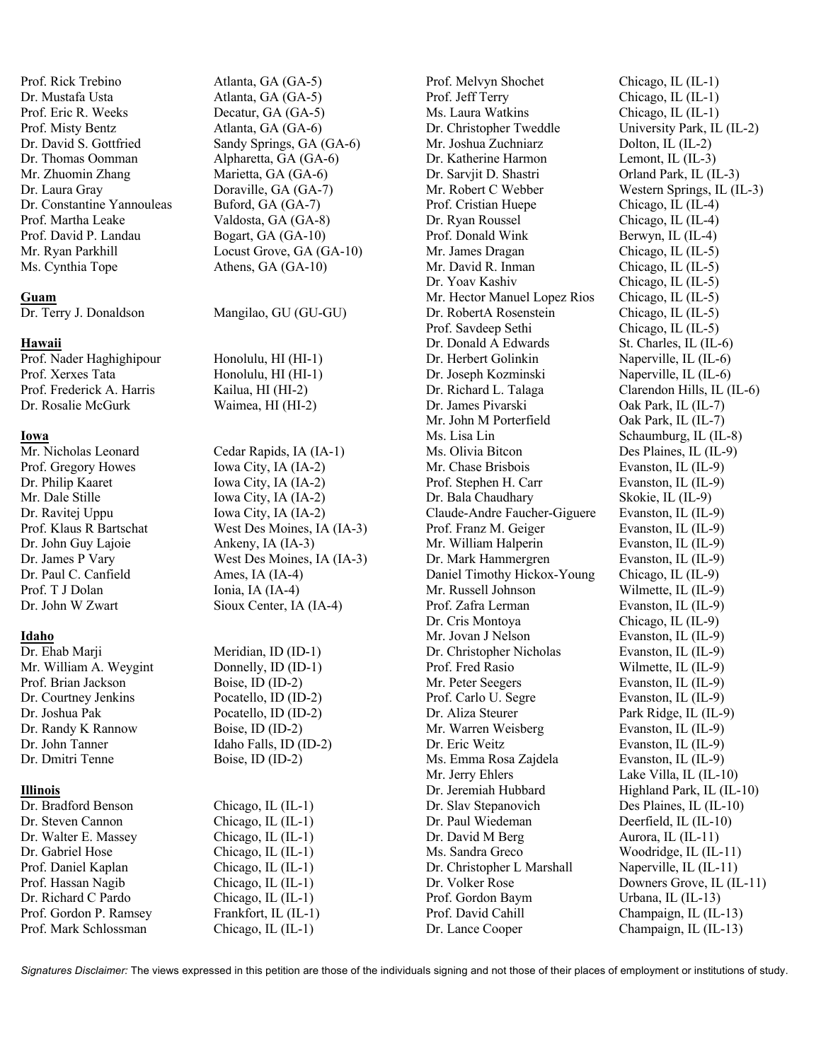Prof. Rick Trebino Atlanta, GA (GA-5)
Dr. Mustafa Usta Atlanta, GA (GA-5)
Prof. Eric R. Weeks Decatur, GA (GA-5)
Prof. Misty Bentz Atlanta, GA (GA-6)
Dr. David S. Gottfried Sandy Springs, GA (GA-6)
Dr. Thomas Oomman Alpharetta, GA (GA-6)
Mr. Zhuomin Zhang Marietta, GA (GA-6)
Dr. Laura Gray Doraville, GA (GA-7)
Dr. Constantine Yannouleas Buford, GA (GA-7)
Prof. Martha Leake Valdosta, GA (GA-8)
Prof. David P. Landau Bogart, GA (GA-10)
Mr. Ryan Parkhill Locust Grove, GA (GA-10)
Ms. Cynthia Tope Athens, GA (GA-10)

**Guam**

Dr. Terry J. Donaldson Mangilao, GU (GU-GU)

**Hawaii**

Prof. Nader Haghighipour Honolulu, HI (HI-1)
Prof. Xerxes Tata Honolulu, HI (HI-1)
Prof. Frederick A. Harris Kailua, HI (HI-2)
Dr. Rosalie McGurk Waimea, HI (HI-2)

**Iowa**

Mr. Nicholas Leonard Cedar Rapids, IA (IA-1)
Prof. Gregory Howes Iowa City, IA (IA-2)
Dr. Philip Kaaret Iowa City, IA (IA-2)
Mr. Dale Stille Iowa City, IA (IA-2)
Dr. Ravitej Uppu Iowa City, IA (IA-2)
Prof. Klaus R Bartschat West Des Moines, IA (IA-3)
Dr. John Guy Lajoie Ankeny, IA (IA-3)
Dr. James P Vary West Des Moines, IA (IA-3)
Dr. Paul C. Canfield Ames, IA (IA-4)
Prof. T J Dolan Ionia, IA (IA-4)
Dr. John W Zwart Sioux Center, IA (IA-4)

**Idaho**

Dr. Ehab Marji Meridian, ID (ID-1)
Mr. William A. Weygint Donnelly, ID (ID-1)
Prof. Brian Jackson Boise, ID (ID-2)
Dr. Courtney Jenkins Pocatello, ID (ID-2)
Dr. Joshua Pak Pocatello, ID (ID-2)
Dr. Randy K Rannow Boise, ID (ID-2)
Dr. John Tanner Idaho Falls, ID (ID-2)
Dr. Dmitri Tenne Boise, ID (ID-2)

**Illinois**

Dr. Bradford Benson Chicago, IL (IL-1)
Dr. Steven Cannon Chicago, IL (IL-1)
Dr. Walter E. Massey Chicago, IL (IL-1)
Dr. Gabriel Hose Chicago, IL (IL-1)
Prof. Daniel Kaplan Chicago, IL (IL-1)
Prof. Hassan Nagib Chicago, IL (IL-1)
Dr. Richard C Pardo Chicago, IL (IL-1)
Prof. Gordon P. Ramsey Frankfort, IL (IL-1)
Prof. Mark Schlossman Chicago, IL (IL-1)
Prof. Melvyn Shochet Chicago, IL (IL-1)
Prof. Jeff Terry Chicago, IL (IL-1)
Ms. Laura Watkins Chicago, IL (IL-1)
Dr. Christopher Tweddle University Park, IL (IL-2)
Mr. Joshua Zuchniarz Dolton, IL (IL-2)
Dr. Katherine Harmon Lemont, IL (IL-3)
Dr. Sarvjit D. Shastri Orland Park, IL (IL-3)
Mr. Robert C Webber Western Springs, IL (IL-3)
Prof. Cristian Huepe Chicago, IL (IL-4)
Dr. Ryan Roussel Chicago, IL (IL-4)
Prof. Donald Wink Berwyn, IL (IL-4)
Mr. James Dragan Chicago, IL (IL-5)
Mr. David R. Inman Chicago, IL (IL-5)
Dr. Yoav Kashiv Chicago, IL (IL-5)
Mr. Hector Manuel Lopez Rios Chicago, IL (IL-5)
Dr. RobertA Rosenstein Chicago, IL (IL-5)
Prof. Savdeep Sethi Chicago, IL (IL-5)
Dr. Donald A Edwards St. Charles, IL (IL-6)
Dr. Herbert Golinkin Naperville, IL (IL-6)
Dr. Joseph Kozminski Naperville, IL (IL-6)
Dr. Richard L. Talaga Clarendon Hills, IL (IL-6)
Dr. James Pivarski Oak Park, IL (IL-7)
Mr. John M Porterfield Oak Park, IL (IL-7)
Ms. Lisa Lin Schaumburg, IL (IL-8)
Ms. Olivia Bitcon Des Plaines, IL (IL-9)
Mr. Chase Brisbois Evanston, IL (IL-9)
Prof. Stephen H. Carr Evanston, IL (IL-9)
Dr. Bala Chaudhary Skokie, IL (IL-9)
Claude-Andre Faucher-Giguere Evanston, IL (IL-9)
Prof. Franz M. Geiger Evanston, IL (IL-9)
Mr. William Halperin Evanston, IL (IL-9)
Dr. Mark Hammergren Evanston, IL (IL-9)
Daniel Timothy Hickox-Young Chicago, IL (IL-9)
Mr. Russell Johnson Wilmette, IL (IL-9)
Prof. Zafra Lerman Evanston, IL (IL-9)
Dr. Cris Montoya Chicago, IL (IL-9)
Mr. Jovan J Nelson Evanston, IL (IL-9)
Dr. Christopher Nicholas Evanston, IL (IL-9)
Prof. Fred Rasio Wilmette, IL (IL-9)
Mr. Peter Seegers Evanston, IL (IL-9)
Prof. Carlo U. Segre Evanston, IL (IL-9)
Dr. Aliza Steurer Park Ridge, IL (IL-9)
Mr. Warren Weisberg Evanston, IL (IL-9)
Dr. Eric Weitz Evanston, IL (IL-9)
Ms. Emma Rosa Zajdela Evanston, IL (IL-9)
Mr. Jerry Ehlers Lake Villa, IL (IL-10)
Dr. Jeremiah Hubbard Highland Park, IL (IL-10)
Dr. Slav Stepanovich Des Plaines, IL (IL-10)
Dr. Paul Wiedeman Deerfield, IL (IL-10)
Dr. David M Berg Aurora, IL (IL-11)
Ms. Sandra Greco Woodridge, IL (IL-11)
Dr. Christopher L Marshall Naperville, IL (IL-11)
Dr. Volker Rose Downers Grove, IL (IL-11)
Prof. Gordon Baym Urbana, IL (IL-13)
Prof. David Cahill Champaign, IL (IL-13)
Dr. Lance Cooper Champaign, IL (IL-13)

*Signatures Disclaimer:* The views expressed in this petition are those of the individuals signing and not those of their places of employment or institutions of study.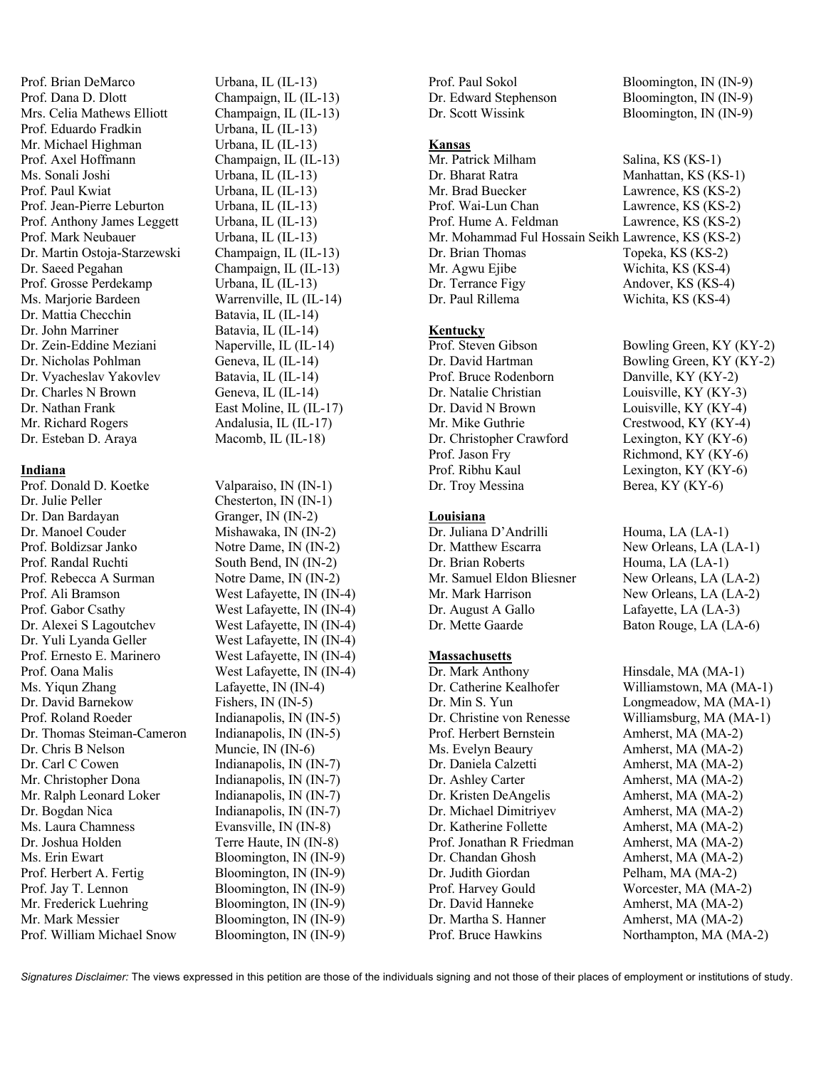Prof. Brian DeMarco Urbana, IL (IL-13)
Prof. Dana D. Dlott Champaign, IL (IL-13)
Mrs. Celia Mathews Elliott Champaign, IL (IL-13)
Prof. Eduardo Fradkin Urbana, IL (IL-13)
Mr. Michael Highman Urbana, IL (IL-13)
Prof. Axel Hoffmann Champaign, IL (IL-13)
Ms. Sonali Joshi Urbana, IL (IL-13)
Prof. Paul Kwiat Urbana, IL (IL-13)
Prof. Jean-Pierre Leburton Urbana, IL (IL-13)
Prof. Anthony James Leggett Urbana, IL (IL-13)
Prof. Mark Neubauer Urbana, IL (IL-13)
Dr. Martin Ostoja-Starzewski Champaign, IL (IL-13)
Dr. Saeed Pegahan Champaign, IL (IL-13)
Prof. Grosse Perdekamp Urbana, IL (IL-13)
Ms. Marjorie Bardeen Warrenville, IL (IL-14)
Dr. Mattia Checchin Batavia, IL (IL-14)
Dr. John Marriner Batavia, IL (IL-14)
Dr. Zein-Eddine Meziani Naperville, IL (IL-14)
Dr. Nicholas Pohlman Geneva, IL (IL-14)
Dr. Vyacheslav Yakovlev Batavia, IL (IL-14)
Dr. Charles N Brown Geneva, IL (IL-14)
Dr. Nathan Frank East Moline, IL (IL-17)
Mr. Richard Rogers Andalusia, IL (IL-17)
Dr. Esteban D. Araya Macomb, IL (IL-18)

**Indiana**

Prof. Donald D. Koetke Valparaiso, IN (IN-1)
Dr. Julie Peller Chesterton, IN (IN-1)
Dr. Dan Bardayan Granger, IN (IN-2)
Dr. Manoel Couder Mishawaka, IN (IN-2)
Prof. Boldizsar Janko Notre Dame, IN (IN-2)
Prof. Randal Ruchti South Bend, IN (IN-2)
Prof. Rebecca A Surman Notre Dame, IN (IN-2)
Prof. Ali Bramson West Lafayette, IN (IN-4)
Prof. Gabor Csathy West Lafayette, IN (IN-4)
Dr. Alexei S Lagoutchev West Lafayette, IN (IN-4)
Dr. Yuli Lyanda Geller West Lafayette, IN (IN-4)
Prof. Ernesto E. Marinero West Lafayette, IN (IN-4)
Prof. Oana Malis West Lafayette, IN (IN-4)
Ms. Yiqun Zhang Lafayette, IN (IN-4)
Dr. David Barnekow Fishers, IN (IN-5)
Prof. Roland Roeder Indianapolis, IN (IN-5)
Dr. Thomas Steiman-Cameron Indianapolis, IN (IN-5)
Dr. Chris B Nelson Muncie, IN (IN-6)
Dr. Carl C Cowen Indianapolis, IN (IN-7)
Mr. Christopher Dona Indianapolis, IN (IN-7)
Mr. Ralph Leonard Loker Indianapolis, IN (IN-7)
Dr. Bogdan Nica Indianapolis, IN (IN-7)
Ms. Laura Chamness Evansville, IN (IN-8)
Dr. Joshua Holden Terre Haute, IN (IN-8)
Ms. Erin Ewart Bloomington, IN (IN-9)
Prof. Herbert A. Fertig Bloomington, IN (IN-9)
Prof. Jay T. Lennon Bloomington, IN (IN-9)
Mr. Frederick Luehring Bloomington, IN (IN-9)
Mr. Mark Messier Bloomington, IN (IN-9)
Prof. William Michael Snow Bloomington, IN (IN-9)
Prof. Paul Sokol Bloomington, IN (IN-9)
Dr. Edward Stephenson Bloomington, IN (IN-9)
Dr. Scott Wissink Bloomington, IN (IN-9)

**Kansas**

Mr. Patrick Milham Salina, KS (KS-1)
Dr. Bharat Ratra Manhattan, KS (KS-1)
Mr. Brad Buecker Lawrence, KS (KS-2)
Prof. Wai-Lun Chan Lawrence, KS (KS-2)
Prof. Hume A. Feldman Lawrence, KS (KS-2)
Mr. Mohammad Ful Hossain Seikh Lawrence, KS (KS-2)
Dr. Brian Thomas Topeka, KS (KS-2)
Mr. Agwu Ejibe Wichita, KS (KS-4)
Dr. Terrance Figy Andover, KS (KS-4)
Dr. Paul Rillema Wichita, KS (KS-4)

**Kentucky**

Prof. Steven Gibson Bowling Green, KY (KY-2)
Dr. David Hartman Bowling Green, KY (KY-2)
Prof. Bruce Rodenborn Danville, KY (KY-2)
Dr. Natalie Christian Louisville, KY (KY-3)
Dr. David N Brown Louisville, KY (KY-4)
Mr. Mike Guthrie Crestwood, KY (KY-4)
Dr. Christopher Crawford Lexington, KY (KY-6)
Prof. Jason Fry Richmond, KY (KY-6)
Prof. Ribhu Kaul Lexington, KY (KY-6)
Dr. Troy Messina Berea, KY (KY-6)

**Louisiana**

Dr. Juliana D'Andrilli Houma, LA (LA-1)
Dr. Matthew Escarra New Orleans, LA (LA-1)
Dr. Brian Roberts Houma, LA (LA-1)
Mr. Samuel Eldon Bliesner New Orleans, LA (LA-2)
Mr. Mark Harrison New Orleans, LA (LA-2)
Dr. August A Gallo Lafayette, LA (LA-3)
Dr. Mette Gaarde Baton Rouge, LA (LA-6)

**Massachusetts**

Dr. Mark Anthony Hinsdale, MA (MA-1)
Dr. Catherine Kealhofer Williamstown, MA (MA-1)
Dr. Min S. Yun Longmeadow, MA (MA-1)
Dr. Christine von Renesse Williamsburg, MA (MA-1)
Prof. Herbert Bernstein Amherst, MA (MA-2)
Ms. Evelyn Beaury Amherst, MA (MA-2)
Dr. Daniela Calzetti Amherst, MA (MA-2)
Dr. Ashley Carter Amherst, MA (MA-2)
Dr. Kristen DeAngelis Amherst, MA (MA-2)
Dr. Michael Dimitriyev Amherst, MA (MA-2)
Dr. Katherine Follette Amherst, MA (MA-2)
Prof. Jonathan R Friedman Amherst, MA (MA-2)
Dr. Chandan Ghosh Amherst, MA (MA-2)
Dr. Judith Giordan Pelham, MA (MA-2)
Prof. Harvey Gould Worcester, MA (MA-2)
Dr. David Hanneke Amherst, MA (MA-2)
Dr. Martha S. Hanner Amherst, MA (MA-2)
Prof. Bruce Hawkins Northampton, MA (MA-2)

*Signatures Disclaimer:* The views expressed in this petition are those of the individuals signing and not those of their places of employment or institutions of study.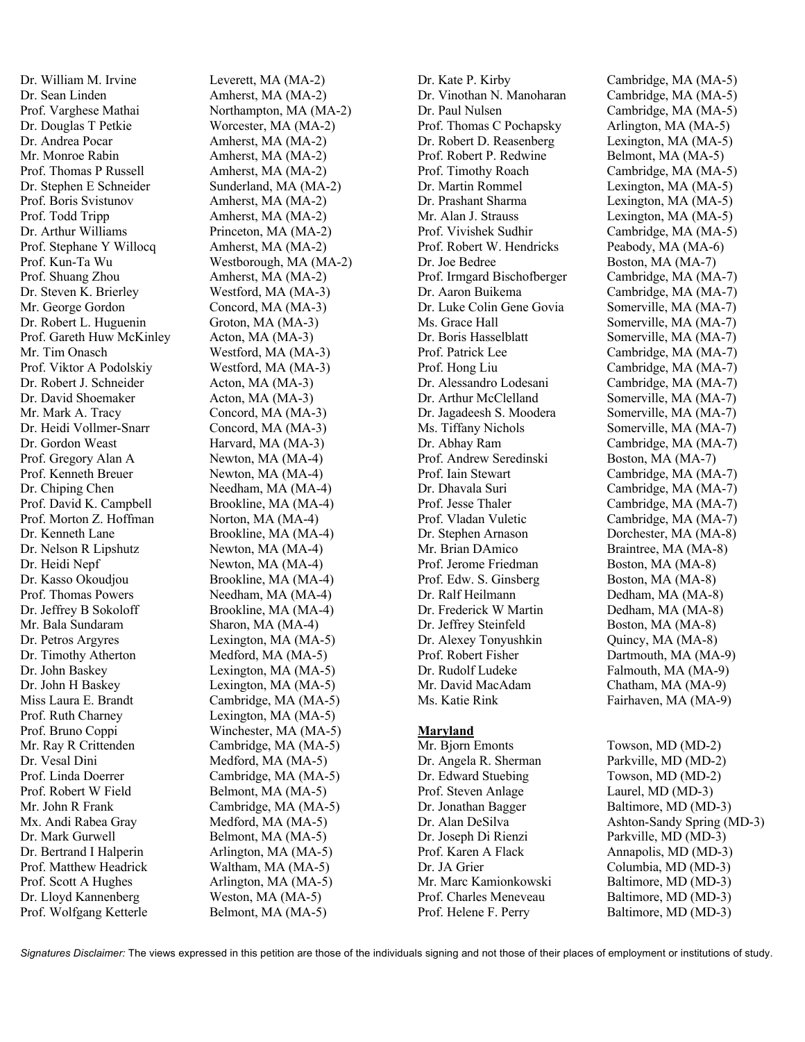Dr. William M. Irvine Leverett, MA (MA-2)
Dr. Sean Linden Amherst, MA (MA-2)
Prof. Varghese Mathai Northampton, MA (MA-2)
Dr. Douglas T Petkie Worcester, MA (MA-2)
Dr. Andrea Pocar Amherst, MA (MA-2)
Mr. Monroe Rabin Amherst, MA (MA-2)
Prof. Thomas P Russell Amherst, MA (MA-2)
Dr. Stephen E Schneider Sunderland, MA (MA-2)
Prof. Boris Svistunov Amherst, MA (MA-2)
Prof. Todd Tripp Amherst, MA (MA-2)
Dr. Arthur Williams Princeton, MA (MA-2)
Prof. Stephane Y Willocq Amherst, MA (MA-2)
Prof. Kun-Ta Wu Westborough, MA (MA-2)
Prof. Shuang Zhou Amherst, MA (MA-2)
Dr. Steven K. Brierley Westford, MA (MA-3)
Mr. George Gordon Concord, MA (MA-3)
Dr. Robert L. Huguenin Groton, MA (MA-3)
Prof. Gareth Huw McKinley Acton, MA (MA-3)
Mr. Tim Onasch Westford, MA (MA-3)
Prof. Viktor A Podolskiy Westford, MA (MA-3)
Dr. Robert J. Schneider Acton, MA (MA-3)
Dr. David Shoemaker Acton, MA (MA-3)
Mr. Mark A. Tracy Concord, MA (MA-3)
Dr. Heidi Vollmer-Snarr Concord, MA (MA-3)
Dr. Gordon Weast Harvard, MA (MA-3)
Prof. Gregory Alan A Newton, MA (MA-4)
Prof. Kenneth Breuer Newton, MA (MA-4)
Dr. Chiping Chen Needham, MA (MA-4)
Prof. David K. Campbell Brookline, MA (MA-4)
Prof. Morton Z. Hoffman Norton, MA (MA-4)
Dr. Kenneth Lane Brookline, MA (MA-4)
Dr. Nelson R Lipshutz Newton, MA (MA-4)
Dr. Heidi Nepf Newton, MA (MA-4)
Dr. Kasso Okoudjou Brookline, MA (MA-4)
Prof. Thomas Powers Needham, MA (MA-4)
Dr. Jeffrey B Sokoloff Brookline, MA (MA-4)
Mr. Bala Sundaram Sharon, MA (MA-4)
Dr. Petros Argyres Lexington, MA (MA-5)
Dr. Timothy Atherton Medford, MA (MA-5)
Dr. John Baskey Lexington, MA (MA-5)
Dr. John H Baskey Lexington, MA (MA-5)
Miss Laura E. Brandt Cambridge, MA (MA-5)
Prof. Ruth Charney Lexington, MA (MA-5)
Prof. Bruno Coppi Winchester, MA (MA-5)
Mr. Ray R Crittenden Cambridge, MA (MA-5)
Dr. Vesal Dini Medford, MA (MA-5)
Prof. Linda Doerrer Cambridge, MA (MA-5)
Prof. Robert W Field Belmont, MA (MA-5)
Mr. John R Frank Cambridge, MA (MA-5)
Mx. Andi Rabea Gray Medford, MA (MA-5)
Dr. Mark Gurwell Belmont, MA (MA-5)
Dr. Bertrand I Halperin Arlington, MA (MA-5)
Prof. Matthew Headrick Waltham, MA (MA-5)
Prof. Scott A Hughes Arlington, MA (MA-5)
Dr. Lloyd Kannenberg Weston, MA (MA-5)
Prof. Wolfgang Ketterle Belmont, MA (MA-5)
Dr. Kate P. Kirby Cambridge, MA (MA-5)
Dr. Vinothan N. Manoharan Cambridge, MA (MA-5)
Dr. Paul Nulsen Cambridge, MA (MA-5)
Prof. Thomas C Pochapsky Arlington, MA (MA-5)
Dr. Robert D. Reasenberg Lexington, MA (MA-5)
Prof. Robert P. Redwine Belmont, MA (MA-5)
Prof. Timothy Roach Cambridge, MA (MA-5)
Dr. Martin Rommel Lexington, MA (MA-5)
Dr. Prashant Sharma Lexington, MA (MA-5)
Mr. Alan J. Strauss Lexington, MA (MA-5)
Prof. Vivishek Sudhir Cambridge, MA (MA-5)
Prof. Robert W. Hendricks Peabody, MA (MA-6)
Dr. Joe Bedree Boston, MA (MA-7)
Prof. Irmgard Bischofberger Cambridge, MA (MA-7)
Dr. Aaron Buikema Cambridge, MA (MA-7)
Dr. Luke Colin Gene Govia Somerville, MA (MA-7)
Ms. Grace Hall Somerville, MA (MA-7)
Dr. Boris Hasselblatt Somerville, MA (MA-7)
Prof. Patrick Lee Cambridge, MA (MA-7)
Prof. Hong Liu Cambridge, MA (MA-7)
Dr. Alessandro Lodesani Cambridge, MA (MA-7)
Dr. Arthur McClelland Somerville, MA (MA-7)
Dr. Jagadeesh S. Moodera Somerville, MA (MA-7)
Ms. Tiffany Nichols Somerville, MA (MA-7)
Dr. Abhay Ram Cambridge, MA (MA-7)
Prof. Andrew Seredinski Boston, MA (MA-7)
Prof. Iain Stewart Cambridge, MA (MA-7)
Dr. Dhavala Suri Cambridge, MA (MA-7)
Prof. Jesse Thaler Cambridge, MA (MA-7)
Prof. Vladan Vuletic Cambridge, MA (MA-7)
Dr. Stephen Arnason Dorchester, MA (MA-8)
Mr. Brian DAmico Braintree, MA (MA-8)
Prof. Jerome Friedman Boston, MA (MA-8)
Prof. Edw. S. Ginsberg Boston, MA (MA-8)
Dr. Ralf Heilmann Dedham, MA (MA-8)
Dr. Frederick W Martin Dedham, MA (MA-8)
Dr. Jeffrey Steinfeld Boston, MA (MA-8)
Dr. Alexey Tonyushkin Quincy, MA (MA-8)
Prof. Robert Fisher Dartmouth, MA (MA-9)
Dr. Rudolf Ludeke Falmouth, MA (MA-9)
Mr. David MacAdam Chatham, MA (MA-9)
Ms. Katie Rink Fairhaven, MA (MA-9)

**Maryland**

Mr. Bjorn Emonts Towson, MD (MD-2)
Dr. Angela R. Sherman Parkville, MD (MD-2)
Dr. Edward Stuebing Towson, MD (MD-2)
Prof. Steven Anlage Laurel, MD (MD-3)
Dr. Jonathan Bagger Baltimore, MD (MD-3)
Dr. Alan DeSilva Ashton-Sandy Spring (MD-3)
Dr. Joseph Di Rienzi Parkville, MD (MD-3)
Prof. Karen A Flack Annapolis, MD (MD-3)
Dr. JA Grier Columbia, MD (MD-3)
Mr. Marc Kamionkowski Baltimore, MD (MD-3)
Prof. Charles Meneveau Baltimore, MD (MD-3)
Prof. Helene F. Perry Baltimore, MD (MD-3)

*Signatures Disclaimer:* The views expressed in this petition are those of the individuals signing and not those of their places of employment or institutions of study.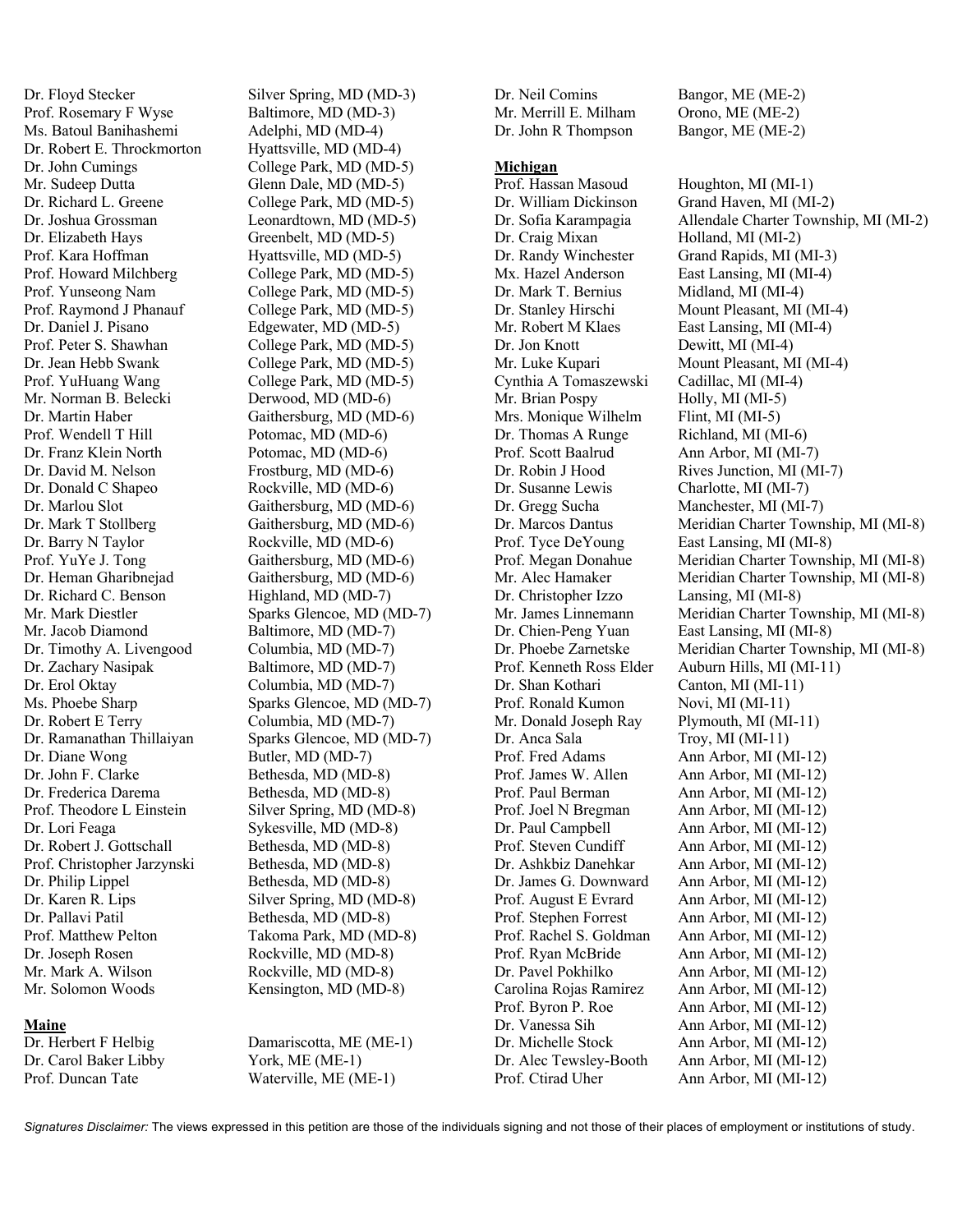Dr. Floyd Stecker Silver Spring, MD (MD-3)
Prof. Rosemary F Wyse Baltimore, MD (MD-3)
Ms. Batoul Banihashemi Adelphi, MD (MD-4)
Dr. Robert E. Throckmorton Hyattsville, MD (MD-4)
Dr. John Cumings College Park, MD (MD-5)
Mr. Sudeep Dutta Glenn Dale, MD (MD-5)
Dr. Richard L. Greene College Park, MD (MD-5)
Dr. Joshua Grossman Leonardtown, MD (MD-5)
Dr. Elizabeth Hays Greenbelt, MD (MD-5)
Prof. Kara Hoffman Hyattsville, MD (MD-5)
Prof. Howard Milchberg College Park, MD (MD-5)
Prof. Yunseong Nam College Park, MD (MD-5)
Prof. Raymond J Phanauf College Park, MD (MD-5)
Dr. Daniel J. Pisano Edgewater, MD (MD-5)
Prof. Peter S. Shawhan College Park, MD (MD-5)
Dr. Jean Hebb Swank College Park, MD (MD-5)
Prof. YuHuang Wang College Park, MD (MD-5)
Mr. Norman B. Belecki Derwood, MD (MD-6)
Dr. Martin Haber Gaithersburg, MD (MD-6)
Prof. Wendell T Hill Potomac, MD (MD-6)
Dr. Franz Klein North Potomac, MD (MD-6)
Dr. David M. Nelson Frostburg, MD (MD-6)
Dr. Donald C Shapeo Rockville, MD (MD-6)
Dr. Marlou Slot Gaithersburg, MD (MD-6)
Dr. Mark T Stollberg Gaithersburg, MD (MD-6)
Dr. Barry N Taylor Rockville, MD (MD-6)
Prof. YuYe J. Tong Gaithersburg, MD (MD-6)
Dr. Heman Gharibnejad Gaithersburg, MD (MD-6)
Dr. Richard C. Benson Highland, MD (MD-7)
Mr. Mark Diestler Sparks Glencoe, MD (MD-7)
Mr. Jacob Diamond Baltimore, MD (MD-7)
Dr. Timothy A. Livengood Columbia, MD (MD-7)
Dr. Zachary Nasipak Baltimore, MD (MD-7)
Dr. Erol Oktay Columbia, MD (MD-7)
Ms. Phoebe Sharp Sparks Glencoe, MD (MD-7)
Dr. Robert E Terry Columbia, MD (MD-7)
Dr. Ramanathan Thillaiyan Sparks Glencoe, MD (MD-7)
Dr. Diane Wong Butler, MD (MD-7)
Dr. John F. Clarke Bethesda, MD (MD-8)
Dr. Frederica Darema Bethesda, MD (MD-8)
Prof. Theodore L Einstein Silver Spring, MD (MD-8)
Dr. Lori Feaga Sykesville, MD (MD-8)
Dr. Robert J. Gottschall Bethesda, MD (MD-8)
Prof. Christopher Jarzynski Bethesda, MD (MD-8)
Dr. Philip Lippel Bethesda, MD (MD-8)
Dr. Karen R. Lips Silver Spring, MD (MD-8)
Dr. Pallavi Patil Bethesda, MD (MD-8)
Prof. Matthew Pelton Takoma Park, MD (MD-8)
Dr. Joseph Rosen Rockville, MD (MD-8)
Mr. Mark A. Wilson Rockville, MD (MD-8)
Mr. Solomon Woods Kensington, MD (MD-8)

**Maine**

Dr. Herbert F Helbig Damariscotta, ME (ME-1)
Dr. Carol Baker Libby York, ME (ME-1)
Prof. Duncan Tate Waterville, ME (ME-1)
Dr. Neil Comins Bangor, ME (ME-2)
Mr. Merrill E. Milham Orono, ME (ME-2)
Dr. John R Thompson Bangor, ME (ME-2)

**Michigan**

Prof. Hassan Masoud Houghton, MI (MI-1)
Dr. William Dickinson Grand Haven, MI (MI-2)
Dr. Sofia Karampagia Allendale Charter Township, MI (MI-2)
Dr. Craig Mixan Holland, MI (MI-2)
Dr. Randy Winchester Grand Rapids, MI (MI-3)
Mx. Hazel Anderson East Lansing, MI (MI-4)
Dr. Mark T. Bernius Midland, MI (MI-4)
Dr. Stanley Hirschi Mount Pleasant, MI (MI-4)
Mr. Robert M Klaes East Lansing, MI (MI-4)
Dr. Jon Knott Dewitt, MI (MI-4)
Mr. Luke Kupari Mount Pleasant, MI (MI-4)
Cynthia A Tomaszewski Cadillac, MI (MI-4)
Mr. Brian Pospy Holly, MI (MI-5)
Mrs. Monique Wilhelm Flint, MI (MI-5)
Dr. Thomas A Runge Richland, MI (MI-6)
Prof. Scott Baalrud Ann Arbor, MI (MI-7)
Dr. Robin J Hood Rives Junction, MI (MI-7)
Dr. Susanne Lewis Charlotte, MI (MI-7)
Dr. Gregg Sucha Manchester, MI (MI-7)
Dr. Marcos Dantus Meridian Charter Township, MI (MI-8)
Prof. Tyce DeYoung East Lansing, MI (MI-8)
Prof. Megan Donahue Meridian Charter Township, MI (MI-8)
Mr. Alec Hamaker Meridian Charter Township, MI (MI-8)
Dr. Christopher Izzo Lansing, MI (MI-8)
Mr. James Linnemann Meridian Charter Township, MI (MI-8)
Dr. Chien-Peng Yuan East Lansing, MI (MI-8)
Dr. Phoebe Zarnetske Meridian Charter Township, MI (MI-8)
Prof. Kenneth Ross Elder Auburn Hills, MI (MI-11)
Dr. Shan Kothari Canton, MI (MI-11)
Prof. Ronald Kumon Novi, MI (MI-11)
Mr. Donald Joseph Ray Plymouth, MI (MI-11)
Dr. Anca Sala Troy, MI (MI-11)
Prof. Fred Adams Ann Arbor, MI (MI-12)
Prof. James W. Allen Ann Arbor, MI (MI-12)
Prof. Paul Berman Ann Arbor, MI (MI-12)
Prof. Joel N Bregman Ann Arbor, MI (MI-12)
Dr. Paul Campbell Ann Arbor, MI (MI-12)
Prof. Steven Cundiff Ann Arbor, MI (MI-12)
Dr. Ashkbiz Danehkar Ann Arbor, MI (MI-12)
Dr. James G. Downward Ann Arbor, MI (MI-12)
Prof. August E Evrard Ann Arbor, MI (MI-12)
Prof. Stephen Forrest Ann Arbor, MI (MI-12)
Prof. Rachel S. Goldman Ann Arbor, MI (MI-12)
Prof. Ryan McBride Ann Arbor, MI (MI-12)
Dr. Pavel Pokhilko Ann Arbor, MI (MI-12)
Carolina Rojas Ramirez Ann Arbor, MI (MI-12)
Prof. Byron P. Roe Ann Arbor, MI (MI-12)
Dr. Vanessa Sih Ann Arbor, MI (MI-12)
Dr. Michelle Stock Ann Arbor, MI (MI-12)
Dr. Alec Tewsley-Booth Ann Arbor, MI (MI-12)
Prof. Ctirad Uher Ann Arbor, MI (MI-12)

*Signatures Disclaimer:* The views expressed in this petition are those of the individuals signing and not those of their places of employment or institutions of study.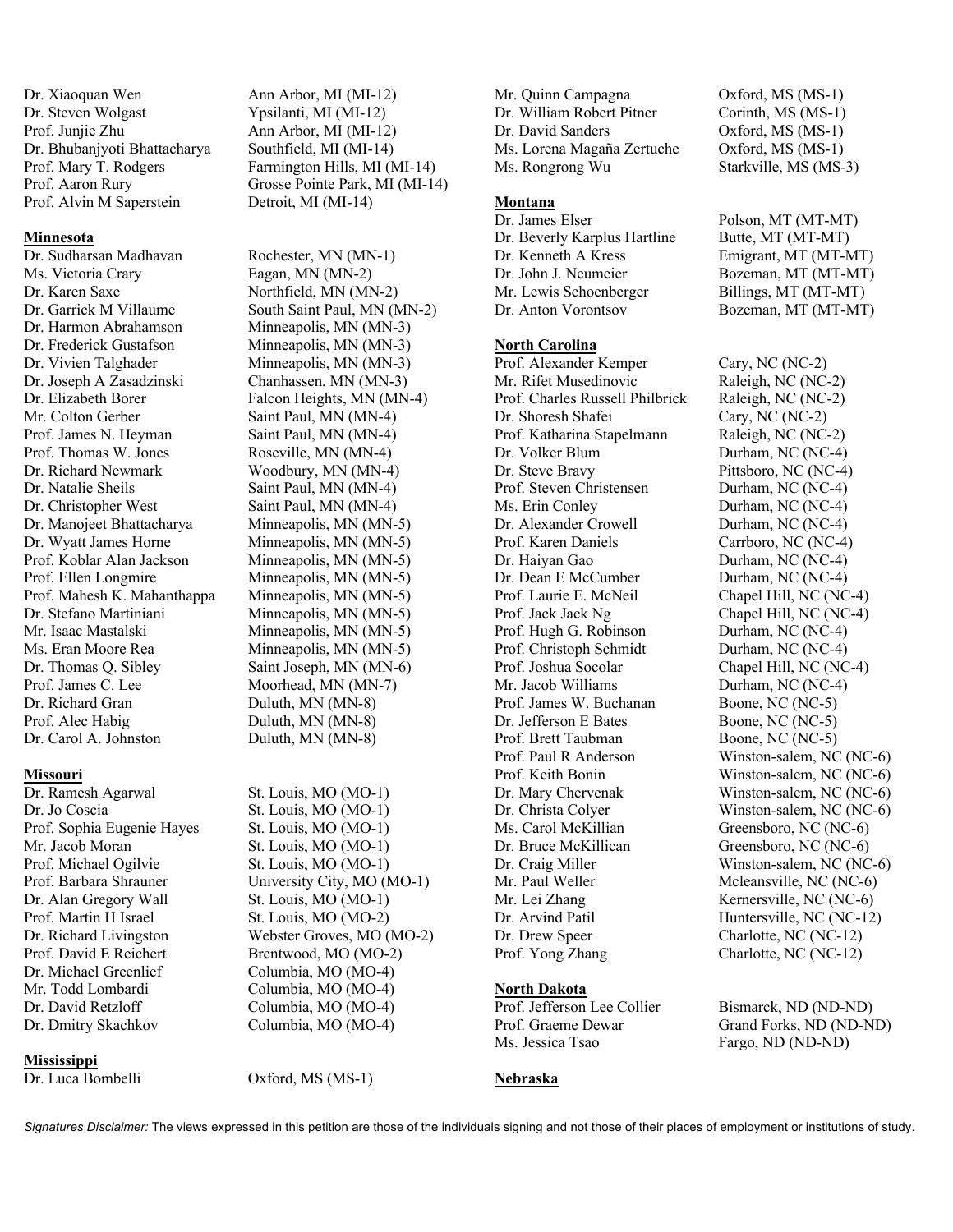Dr. Xiaoquan Wen — Ann Arbor, MI (MI-12)
Dr. Steven Wolgast — Ypsilanti, MI (MI-12)
Prof. Junjie Zhu — Ann Arbor, MI (MI-12)
Dr. Bhubanjyoti Bhattacharya — Southfield, MI (MI-14)
Prof. Mary T. Rodgers — Farmington Hills, MI (MI-14)
Prof. Aaron Rury — Grosse Pointe Park, MI (MI-14)
Prof. Alvin M Saperstein — Detroit, MI (MI-14)

**Minnesota**

Dr. Sudharsan Madhavan — Rochester, MN (MN-1)
Ms. Victoria Crary — Eagan, MN (MN-2)
Dr. Karen Saxe — Northfield, MN (MN-2)
Dr. Garrick M Villaume — South Saint Paul, MN (MN-2)
Dr. Harmon Abrahamson — Minneapolis, MN (MN-3)
Dr. Frederick Gustafson — Minneapolis, MN (MN-3)
Dr. Vivien Talghader — Minneapolis, MN (MN-3)
Dr. Joseph A Zasadzinski — Chanhassen, MN (MN-3)
Dr. Elizabeth Borer — Falcon Heights, MN (MN-4)
Mr. Colton Gerber — Saint Paul, MN (MN-4)
Prof. James N. Heyman — Saint Paul, MN (MN-4)
Prof. Thomas W. Jones — Roseville, MN (MN-4)
Dr. Richard Newmark — Woodbury, MN (MN-4)
Dr. Natalie Sheils — Saint Paul, MN (MN-4)
Dr. Christopher West — Saint Paul, MN (MN-4)
Dr. Manojeet Bhattacharya — Minneapolis, MN (MN-5)
Dr. Wyatt James Horne — Minneapolis, MN (MN-5)
Prof. Koblar Alan Jackson — Minneapolis, MN (MN-5)
Prof. Ellen Longmire — Minneapolis, MN (MN-5)
Prof. Mahesh K. Mahanthappa — Minneapolis, MN (MN-5)
Dr. Stefano Martiniani — Minneapolis, MN (MN-5)
Mr. Isaac Mastalski — Minneapolis, MN (MN-5)
Ms. Eran Moore Rea — Minneapolis, MN (MN-5)
Dr. Thomas Q. Sibley — Saint Joseph, MN (MN-6)
Prof. James C. Lee — Moorhead, MN (MN-7)
Dr. Richard Gran — Duluth, MN (MN-8)
Prof. Alec Habig — Duluth, MN (MN-8)
Dr. Carol A. Johnston — Duluth, MN (MN-8)

**Missouri**

Dr. Ramesh Agarwal — St. Louis, MO (MO-1)
Dr. Jo Coscia — St. Louis, MO (MO-1)
Prof. Sophia Eugenie Hayes — St. Louis, MO (MO-1)
Mr. Jacob Moran — St. Louis, MO (MO-1)
Prof. Michael Ogilvie — St. Louis, MO (MO-1)
Prof. Barbara Shrauner — University City, MO (MO-1)
Dr. Alan Gregory Wall — St. Louis, MO (MO-1)
Prof. Martin H Israel — St. Louis, MO (MO-2)
Dr. Richard Livingston — Webster Groves, MO (MO-2)
Prof. David E Reichert — Brentwood, MO (MO-2)
Dr. Michael Greenlief — Columbia, MO (MO-4)
Mr. Todd Lombardi — Columbia, MO (MO-4)
Dr. David Retzloff — Columbia, MO (MO-4)
Dr. Dmitry Skachkov — Columbia, MO (MO-4)

**Mississippi**

Dr. Luca Bombelli — Oxford, MS (MS-1)
Mr. Quinn Campagna — Oxford, MS (MS-1)
Dr. William Robert Pitner — Corinth, MS (MS-1)
Dr. David Sanders — Oxford, MS (MS-1)
Ms. Lorena Magaña Zertuche — Oxford, MS (MS-1)
Ms. Rongrong Wu — Starkville, MS (MS-3)

**Montana**

Dr. James Elser — Polson, MT (MT-MT)
Dr. Beverly Karplus Hartline — Butte, MT (MT-MT)
Dr. Kenneth A Kress — Emigrant, MT (MT-MT)
Dr. John J. Neumeier — Bozeman, MT (MT-MT)
Mr. Lewis Schoenberger — Billings, MT (MT-MT)
Dr. Anton Vorontsov — Bozeman, MT (MT-MT)

**North Carolina**

Prof. Alexander Kemper — Cary, NC (NC-2)
Mr. Rifet Musedinovic — Raleigh, NC (NC-2)
Prof. Charles Russell Philbrick — Raleigh, NC (NC-2)
Dr. Shoresh Shafei — Cary, NC (NC-2)
Prof. Katharina Stapelmann — Raleigh, NC (NC-2)
Dr. Volker Blum — Durham, NC (NC-4)
Dr. Steve Bravy — Pittsboro, NC (NC-4)
Prof. Steven Christensen — Durham, NC (NC-4)
Ms. Erin Conley — Durham, NC (NC-4)
Dr. Alexander Crowell — Durham, NC (NC-4)
Prof. Karen Daniels — Carrboro, NC (NC-4)
Dr. Haiyan Gao — Durham, NC (NC-4)
Dr. Dean E McCumber — Durham, NC (NC-4)
Prof. Laurie E. McNeil — Chapel Hill, NC (NC-4)
Prof. Jack Jack Ng — Chapel Hill, NC (NC-4)
Prof. Hugh G. Robinson — Durham, NC (NC-4)
Prof. Christoph Schmidt — Durham, NC (NC-4)
Prof. Joshua Socolar — Chapel Hill, NC (NC-4)
Mr. Jacob Williams — Durham, NC (NC-4)
Prof. James W. Buchanan — Boone, NC (NC-5)
Dr. Jefferson E Bates — Boone, NC (NC-5)
Prof. Brett Taubman — Boone, NC (NC-5)
Prof. Paul R Anderson — Winston-salem, NC (NC-6)
Prof. Keith Bonin — Winston-salem, NC (NC-6)
Dr. Mary Chervenak — Winston-salem, NC (NC-6)
Dr. Christa Colyer — Winston-salem, NC (NC-6)
Ms. Carol McKillian — Greensboro, NC (NC-6)
Dr. Bruce McKillican — Greensboro, NC (NC-6)
Dr. Craig Miller — Winston-salem, NC (NC-6)
Mr. Paul Weller — Mcleansville, NC (NC-6)
Mr. Lei Zhang — Kernersville, NC (NC-6)
Dr. Arvind Patil — Huntersville, NC (NC-12)
Dr. Drew Speer — Charlotte, NC (NC-12)
Prof. Yong Zhang — Charlotte, NC (NC-12)

**North Dakota**

Prof. Jefferson Lee Collier — Bismarck, ND (ND-ND)
Prof. Graeme Dewar — Grand Forks, ND (ND-ND)
Ms. Jessica Tsao — Fargo, ND (ND-ND)

**Nebraska**

*Signatures Disclaimer:* The views expressed in this petition are those of the individuals signing and not those of their places of employment or institutions of study.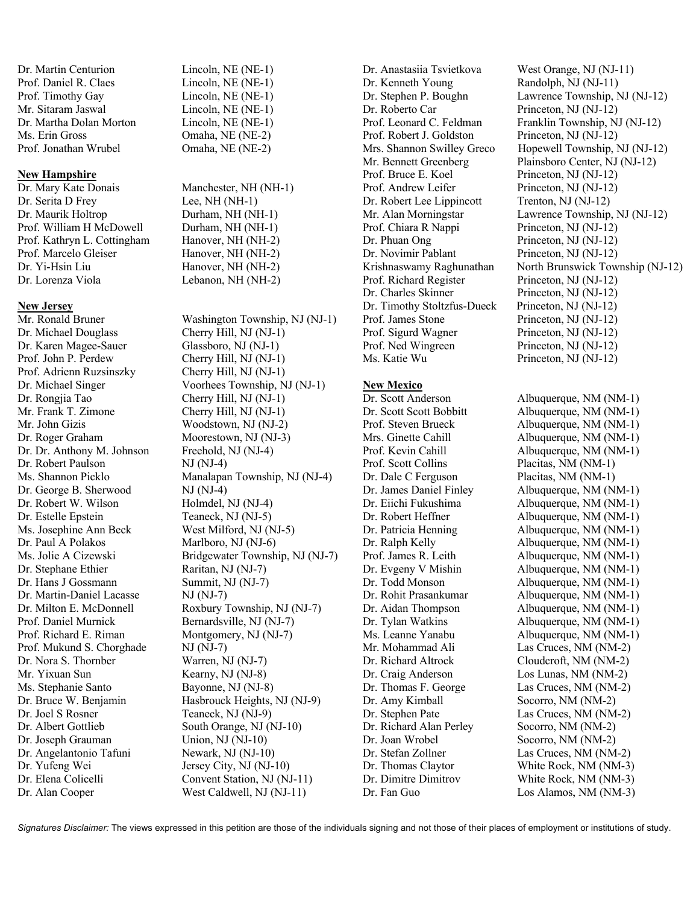Dr. Martin Centurion Lincoln, NE (NE-1)
Prof. Daniel R. Claes Lincoln, NE (NE-1)
Prof. Timothy Gay Lincoln, NE (NE-1)
Mr. Sitaram Jaswal Lincoln, NE (NE-1)
Dr. Martha Dolan Morton Lincoln, NE (NE-1)
Ms. Erin Gross Omaha, NE (NE-2)
Prof. Jonathan Wrubel Omaha, NE (NE-2)

**New Hampshire**

Dr. Mary Kate Donais Manchester, NH (NH-1)
Dr. Serita D Frey Lee, NH (NH-1)
Dr. Maurik Holtrop Durham, NH (NH-1)
Prof. William H McDowell Durham, NH (NH-1)
Prof. Kathryn L. Cottingham Hanover, NH (NH-2)
Prof. Marcelo Gleiser Hanover, NH (NH-2)
Dr. Yi-Hsin Liu Hanover, NH (NH-2)
Dr. Lorenza Viola Lebanon, NH (NH-2)

**New Jersey**

Mr. Ronald Bruner Washington Township, NJ (NJ-1)
Dr. Michael Douglass Cherry Hill, NJ (NJ-1)
Dr. Karen Magee-Sauer Glassboro, NJ (NJ-1)
Prof. John P. Perdew Cherry Hill, NJ (NJ-1)
Prof. Adrienn Ruzsinszky Cherry Hill, NJ (NJ-1)
Dr. Michael Singer Voorhees Township, NJ (NJ-1)
Dr. Rongjia Tao Cherry Hill, NJ (NJ-1)
Mr. Frank T. Zimone Cherry Hill, NJ (NJ-1)
Mr. John Gizis Woodstown, NJ (NJ-2)
Dr. Roger Graham Moorestown, NJ (NJ-3)
Dr. Dr. Anthony M. Johnson Freehold, NJ (NJ-4)
Dr. Robert Paulson NJ (NJ-4)
Ms. Shannon Picklo Manalapan Township, NJ (NJ-4)
Dr. George B. Sherwood NJ (NJ-4)
Dr. Robert W. Wilson Holmdel, NJ (NJ-4)
Dr. Estelle Epstein Teaneck, NJ (NJ-5)
Ms. Josephine Ann Beck West Milford, NJ (NJ-5)
Dr. Paul A Polakos Marlboro, NJ (NJ-6)
Ms. Jolie A Cizewski Bridgewater Township, NJ (NJ-7)
Dr. Stephane Ethier Raritan, NJ (NJ-7)
Dr. Hans J Gossmann Summit, NJ (NJ-7)
Dr. Martin-Daniel Lacasse NJ (NJ-7)
Dr. Milton E. McDonnell Roxbury Township, NJ (NJ-7)
Prof. Daniel Murnick Bernardsville, NJ (NJ-7)
Prof. Richard E. Riman Montgomery, NJ (NJ-7)
Prof. Mukund S. Chorghade NJ (NJ-7)
Dr. Nora S. Thornber Warren, NJ (NJ-7)
Mr. Yixuan Sun Kearny, NJ (NJ-8)
Ms. Stephanie Santo Bayonne, NJ (NJ-8)
Dr. Bruce W. Benjamin Hasbrouck Heights, NJ (NJ-9)
Dr. Joel S Rosner Teaneck, NJ (NJ-9)
Dr. Albert Gottlieb South Orange, NJ (NJ-10)
Dr. Joseph Grauman Union, NJ (NJ-10)
Dr. Angelantonio Tafuni Newark, NJ (NJ-10)
Dr. Yufeng Wei Jersey City, NJ (NJ-10)
Dr. Elena Colicelli Convent Station, NJ (NJ-11)
Dr. Alan Cooper West Caldwell, NJ (NJ-11)
Dr. Anastasiia Tsvietkova West Orange, NJ (NJ-11)
Dr. Kenneth Young Randolph, NJ (NJ-11)
Dr. Stephen P. Boughn Lawrence Township, NJ (NJ-12)
Dr. Roberto Car Princeton, NJ (NJ-12)
Prof. Leonard C. Feldman Franklin Township, NJ (NJ-12)
Prof. Robert J. Goldston Princeton, NJ (NJ-12)
Mrs. Shannon Swilley Greco Hopewell Township, NJ (NJ-12)
Mr. Bennett Greenberg Plainsboro Center, NJ (NJ-12)
Prof. Bruce E. Koel Princeton, NJ (NJ-12)
Prof. Andrew Leifer Princeton, NJ (NJ-12)
Dr. Robert Lee Lippincott Trenton, NJ (NJ-12)
Mr. Alan Morningstar Lawrence Township, NJ (NJ-12)
Prof. Chiara R Nappi Princeton, NJ (NJ-12)
Dr. Phuan Ong Princeton, NJ (NJ-12)
Dr. Novimir Pablant Princeton, NJ (NJ-12)
Krishnaswamy Raghunathan North Brunswick Township (NJ-12)
Prof. Richard Register Princeton, NJ (NJ-12)
Dr. Charles Skinner Princeton, NJ (NJ-12)
Dr. Timothy Stoltzfus-Dueck Princeton, NJ (NJ-12)
Prof. James Stone Princeton, NJ (NJ-12)
Prof. Sigurd Wagner Princeton, NJ (NJ-12)
Prof. Ned Wingreen Princeton, NJ (NJ-12)
Ms. Katie Wu Princeton, NJ (NJ-12)

**New Mexico**

Dr. Scott Anderson Albuquerque, NM (NM-1)
Dr. Scott Scott Bobbitt Albuquerque, NM (NM-1)
Prof. Steven Brueck Albuquerque, NM (NM-1)
Mrs. Ginette Cahill Albuquerque, NM (NM-1)
Prof. Kevin Cahill Albuquerque, NM (NM-1)
Prof. Scott Collins Placitas, NM (NM-1)
Dr. Dale C Ferguson Placitas, NM (NM-1)
Dr. James Daniel Finley Albuquerque, NM (NM-1)
Dr. Eiichi Fukushima Albuquerque, NM (NM-1)
Dr. Robert Heffner Albuquerque, NM (NM-1)
Dr. Patricia Henning Albuquerque, NM (NM-1)
Dr. Ralph Kelly Albuquerque, NM (NM-1)
Prof. James R. Leith Albuquerque, NM (NM-1)
Dr. Evgeny V Mishin Albuquerque, NM (NM-1)
Dr. Todd Monson Albuquerque, NM (NM-1)
Dr. Rohit Prasankumar Albuquerque, NM (NM-1)
Dr. Aidan Thompson Albuquerque, NM (NM-1)
Dr. Tylan Watkins Albuquerque, NM (NM-1)
Ms. Leanne Yanabu Albuquerque, NM (NM-1)
Mr. Mohammad Ali Las Cruces, NM (NM-2)
Dr. Richard Altrock Cloudcroft, NM (NM-2)
Dr. Craig Anderson Los Lunas, NM (NM-2)
Dr. Thomas F. George Las Cruces, NM (NM-2)
Dr. Amy Kimball Socorro, NM (NM-2)
Dr. Stephen Pate Las Cruces, NM (NM-2)
Dr. Richard Alan Perley Socorro, NM (NM-2)
Dr. Joan Wrobel Socorro, NM (NM-2)
Dr. Stefan Zollner Las Cruces, NM (NM-2)
Dr. Thomas Claytor White Rock, NM (NM-3)
Dr. Dimitre Dimitrov White Rock, NM (NM-3)
Dr. Fan Guo Los Alamos, NM (NM-3)

*Signatures Disclaimer:* The views expressed in this petition are those of the individuals signing and not those of their places of employment or institutions of study.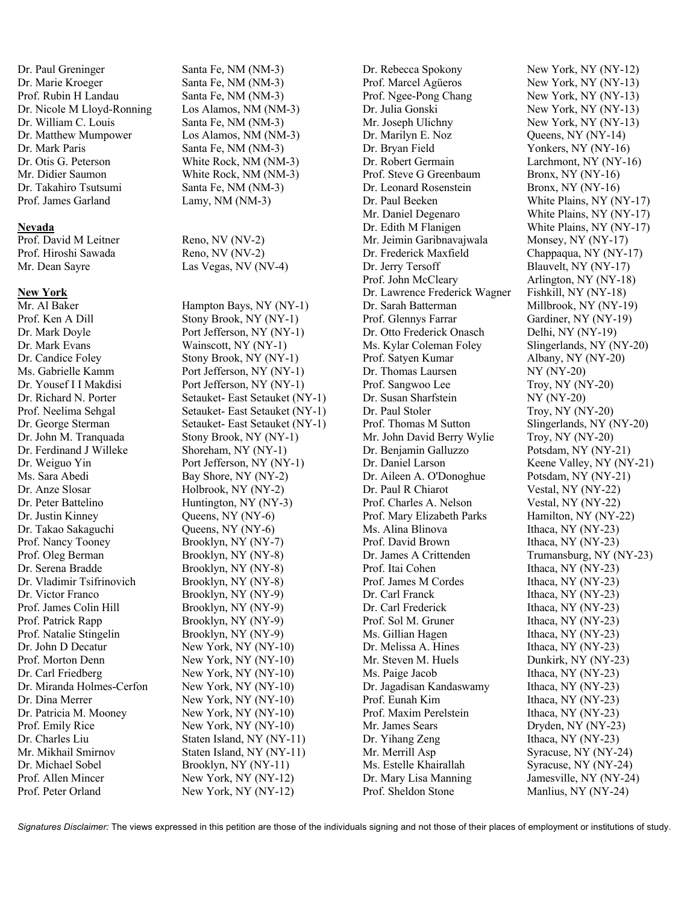| | |
|---|---|
| Dr. Paul Greninger | Santa Fe, NM (NM-3) |
| Dr. Marie Kroeger | Santa Fe, NM (NM-3) |
| Prof. Rubin H Landau | Santa Fe, NM (NM-3) |
| Dr. Nicole M Lloyd-Ronning | Los Alamos, NM (NM-3) |
| Dr. William C. Louis | Santa Fe, NM (NM-3) |
| Dr. Matthew Mumpower | Los Alamos, NM (NM-3) |
| Dr. Mark Paris | Santa Fe, NM (NM-3) |
| Dr. Otis G. Peterson | White Rock, NM (NM-3) |
| Mr. Didier Saumon | White Rock, NM (NM-3) |
| Dr. Takahiro Tsutsumi | Santa Fe, NM (NM-3) |
| Prof. James Garland | Lamy, NM (NM-3) |

**Nevada**

| | |
|---|---|
| Prof. David M Leitner | Reno, NV (NV-2) |
| Prof. Hiroshi Sawada | Reno, NV (NV-2) |
| Mr. Dean Sayre | Las Vegas, NV (NV-4) |

**New York**

| | |
|---|---|
| Mr. Al Baker | Hampton Bays, NY (NY-1) |
| Prof. Ken A Dill | Stony Brook, NY (NY-1) |
| Dr. Mark Doyle | Port Jefferson, NY (NY-1) |
| Dr. Mark Evans | Wainscott, NY (NY-1) |
| Dr. Candice Foley | Stony Brook, NY (NY-1) |
| Ms. Gabrielle Kamm | Port Jefferson, NY (NY-1) |
| Dr. Yousef I I Makdisi | Port Jefferson, NY (NY-1) |
| Dr. Richard N. Porter | Setauket- East Setauket (NY-1) |
| Prof. Neelima Sehgal | Setauket- East Setauket (NY-1) |
| Dr. George Sterman | Setauket- East Setauket (NY-1) |
| Dr. John M. Tranquada | Stony Brook, NY (NY-1) |
| Dr. Ferdinand J Willeke | Shoreham, NY (NY-1) |
| Dr. Weiguo Yin | Port Jefferson, NY (NY-1) |
| Ms. Sara Abedi | Bay Shore, NY (NY-2) |
| Dr. Anze Slosar | Holbrook, NY (NY-2) |
| Dr. Peter Battelino | Huntington, NY (NY-3) |
| Dr. Justin Kinney | Queens, NY (NY-6) |
| Dr. Takao Sakaguchi | Queens, NY (NY-6) |
| Prof. Nancy Tooney | Brooklyn, NY (NY-7) |
| Prof. Oleg Berman | Brooklyn, NY (NY-8) |
| Dr. Serena Bradde | Brooklyn, NY (NY-8) |
| Dr. Vladimir Tsifrinovich | Brooklyn, NY (NY-8) |
| Dr. Victor Franco | Brooklyn, NY (NY-9) |
| Prof. James Colin Hill | Brooklyn, NY (NY-9) |
| Prof. Patrick Rapp | Brooklyn, NY (NY-9) |
| Prof. Natalie Stingelin | Brooklyn, NY (NY-9) |
| Dr. John D Decatur | New York, NY (NY-10) |
| Prof. Morton Denn | New York, NY (NY-10) |
| Dr. Carl Friedberg | New York, NY (NY-10) |
| Dr. Miranda Holmes-Cerfon | New York, NY (NY-10) |
| Dr. Dina Merrer | New York, NY (NY-10) |
| Dr. Patricia M. Mooney | New York, NY (NY-10) |
| Prof. Emily Rice | New York, NY (NY-10) |
| Dr. Charles Liu | Staten Island, NY (NY-11) |
| Mr. Mikhail Smirnov | Staten Island, NY (NY-11) |
| Dr. Michael Sobel | Brooklyn, NY (NY-11) |
| Prof. Allen Mincer | New York, NY (NY-12) |
| Prof. Peter Orland | New York, NY (NY-12) |
| Dr. Rebecca Spokony | New York, NY (NY-12) |
| Prof. Marcel Agüeros | New York, NY (NY-13) |
| Prof. Ngee-Pong Chang | New York, NY (NY-13) |
| Dr. Julia Gonski | New York, NY (NY-13) |
| Mr. Joseph Ulichny | New York, NY (NY-13) |
| Dr. Marilyn E. Noz | Queens, NY (NY-14) |
| Dr. Bryan Field | Yonkers, NY (NY-16) |
| Dr. Robert Germain | Larchmont, NY (NY-16) |
| Prof. Steve G Greenbaum | Bronx, NY (NY-16) |
| Dr. Leonard Rosenstein | Bronx, NY (NY-16) |
| Dr. Paul Beeken | White Plains, NY (NY-17) |
| Mr. Daniel Degenaro | White Plains, NY (NY-17) |
| Dr. Edith M Flanigen | White Plains, NY (NY-17) |
| Mr. Jeimin Garibnavajwala | Monsey, NY (NY-17) |
| Dr. Frederick Maxfield | Chappaqua, NY (NY-17) |
| Dr. Jerry Tersoff | Blauvelt, NY (NY-17) |
| Prof. John McCleary | Arlington, NY (NY-18) |
| Dr. Lawrence Frederick Wagner | Fishkill, NY (NY-18) |
| Dr. Sarah Batterman | Millbrook, NY (NY-19) |
| Prof. Glennys Farrar | Gardiner, NY (NY-19) |
| Dr. Otto Frederick Onasch | Delhi, NY (NY-19) |
| Ms. Kylar Coleman Foley | Slingerlands, NY (NY-20) |
| Prof. Satyen Kumar | Albany, NY (NY-20) |
| Dr. Thomas Laursen | NY (NY-20) |
| Prof. Sangwoo Lee | Troy, NY (NY-20) |
| Dr. Susan Sharfstein | NY (NY-20) |
| Dr. Paul Stoler | Troy, NY (NY-20) |
| Prof. Thomas M Sutton | Slingerlands, NY (NY-20) |
| Mr. John David Berry Wylie | Troy, NY (NY-20) |
| Dr. Benjamin Galluzzo | Potsdam, NY (NY-21) |
| Dr. Daniel Larson | Keene Valley, NY (NY-21) |
| Dr. Aileen A. O'Donoghue | Potsdam, NY (NY-21) |
| Dr. Paul R Chiarot | Vestal, NY (NY-22) |
| Prof. Charles A. Nelson | Vestal, NY (NY-22) |
| Prof. Mary Elizabeth Parks | Hamilton, NY (NY-22) |
| Ms. Alina Blinova | Ithaca, NY (NY-23) |
| Prof. David Brown | Ithaca, NY (NY-23) |
| Dr. James A Crittenden | Trumansburg, NY (NY-23) |
| Prof. Itai Cohen | Ithaca, NY (NY-23) |
| Prof. James M Cordes | Ithaca, NY (NY-23) |
| Dr. Carl Franck | Ithaca, NY (NY-23) |
| Dr. Carl Frederick | Ithaca, NY (NY-23) |
| Prof. Sol M. Gruner | Ithaca, NY (NY-23) |
| Ms. Gillian Hagen | Ithaca, NY (NY-23) |
| Dr. Melissa A. Hines | Ithaca, NY (NY-23) |
| Mr. Steven M. Huels | Dunkirk, NY (NY-23) |
| Ms. Paige Jacob | Ithaca, NY (NY-23) |
| Dr. Jagadisan Kandaswamy | Ithaca, NY (NY-23) |
| Prof. Eunah Kim | Ithaca, NY (NY-23) |
| Prof. Maxim Perelstein | Ithaca, NY (NY-23) |
| Mr. James Sears | Dryden, NY (NY-23) |
| Dr. Yihang Zeng | Ithaca, NY (NY-23) |
| Mr. Merrill Asp | Syracuse, NY (NY-24) |
| Ms. Estelle Khairallah | Syracuse, NY (NY-24) |
| Dr. Mary Lisa Manning | Jamesville, NY (NY-24) |
| Prof. Sheldon Stone | Manlius, NY (NY-24) |

*Signatures Disclaimer:* The views expressed in this petition are those of the individuals signing and not those of their places of employment or institutions of study.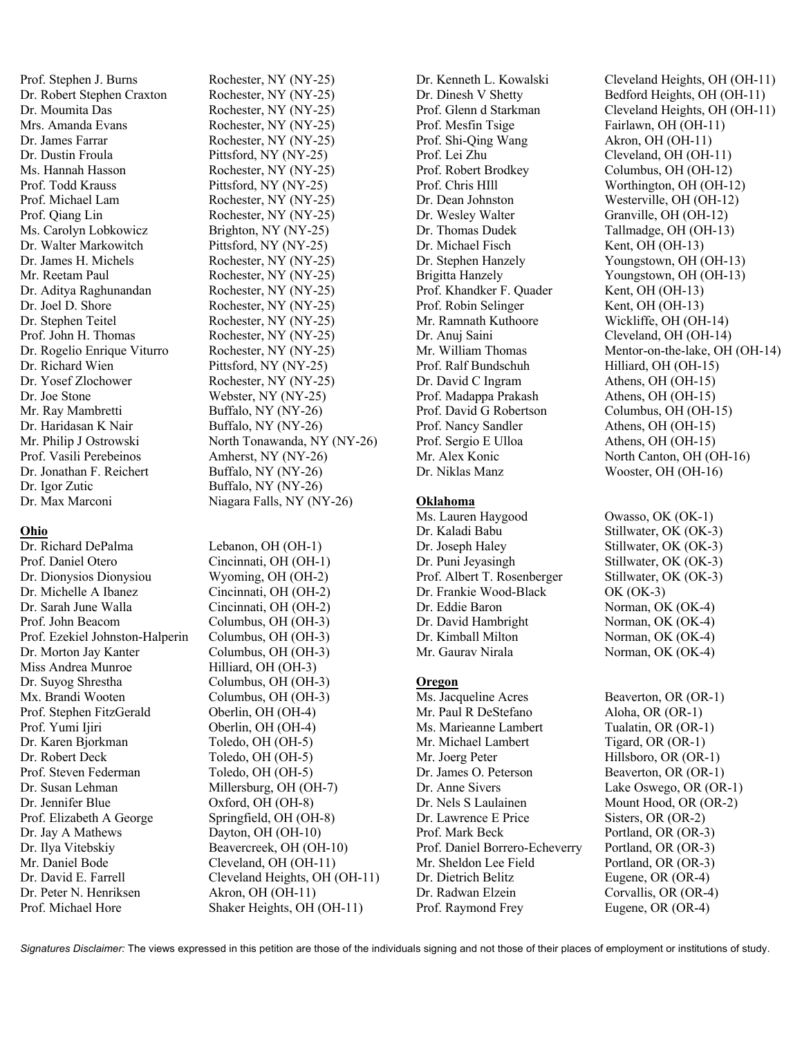Prof. Stephen J. Burns Rochester, NY (NY-25)
Dr. Robert Stephen Craxton Rochester, NY (NY-25)
Dr. Moumita Das Rochester, NY (NY-25)
Mrs. Amanda Evans Rochester, NY (NY-25)
Dr. James Farrar Rochester, NY (NY-25)
Dr. Dustin Froula Pittsford, NY (NY-25)
Ms. Hannah Hasson Rochester, NY (NY-25)
Prof. Todd Krauss Pittsford, NY (NY-25)
Prof. Michael Lam Rochester, NY (NY-25)
Prof. Qiang Lin Rochester, NY (NY-25)
Ms. Carolyn Lobkowicz Brighton, NY (NY-25)
Dr. Walter Markowitch Pittsford, NY (NY-25)
Dr. James H. Michels Rochester, NY (NY-25)
Mr. Reetam Paul Rochester, NY (NY-25)
Dr. Aditya Raghunandan Rochester, NY (NY-25)
Dr. Joel D. Shore Rochester, NY (NY-25)
Dr. Stephen Teitel Rochester, NY (NY-25)
Prof. John H. Thomas Rochester, NY (NY-25)
Dr. Rogelio Enrique Viturro Rochester, NY (NY-25)
Dr. Richard Wien Pittsford, NY (NY-25)
Dr. Yosef Zlochower Rochester, NY (NY-25)
Dr. Joe Stone Webster, NY (NY-25)
Mr. Ray Mambretti Buffalo, NY (NY-26)
Dr. Haridasan K Nair Buffalo, NY (NY-26)
Mr. Philip J Ostrowski North Tonawanda, NY (NY-26)
Prof. Vasili Perebeinos Amherst, NY (NY-26)
Dr. Jonathan F. Reichert Buffalo, NY (NY-26)
Dr. Igor Zutic Buffalo, NY (NY-26)
Dr. Max Marconi Niagara Falls, NY (NY-26)

**Ohio**

Dr. Richard DePalma Lebanon, OH (OH-1)
Prof. Daniel Otero Cincinnati, OH (OH-1)
Dr. Dionysios Dionysiou Wyoming, OH (OH-2)
Dr. Michelle A Ibanez Cincinnati, OH (OH-2)
Dr. Sarah June Walla Cincinnati, OH (OH-2)
Prof. John Beacom Columbus, OH (OH-3)
Prof. Ezekiel Johnston-Halperin Columbus, OH (OH-3)
Dr. Morton Jay Kanter Columbus, OH (OH-3)
Miss Andrea Munroe Hilliard, OH (OH-3)
Dr. Suyog Shrestha Columbus, OH (OH-3)
Mx. Brandi Wooten Columbus, OH (OH-3)
Prof. Stephen FitzGerald Oberlin, OH (OH-4)
Prof. Yumi Ijiri Oberlin, OH (OH-4)
Dr. Karen Bjorkman Toledo, OH (OH-5)
Dr. Robert Deck Toledo, OH (OH-5)
Prof. Steven Federman Toledo, OH (OH-5)
Dr. Susan Lehman Millersburg, OH (OH-7)
Dr. Jennifer Blue Oxford, OH (OH-8)
Prof. Elizabeth A George Springfield, OH (OH-8)
Dr. Jay A Mathews Dayton, OH (OH-10)
Dr. Ilya Vitebskiy Beavercreek, OH (OH-10)
Mr. Daniel Bode Cleveland, OH (OH-11)
Dr. David E. Farrell Cleveland Heights, OH (OH-11)
Dr. Peter N. Henriksen Akron, OH (OH-11)
Prof. Michael Hore Shaker Heights, OH (OH-11)
Dr. Kenneth L. Kowalski Cleveland Heights, OH (OH-11)
Dr. Dinesh V Shetty Bedford Heights, OH (OH-11)
Prof. Glenn d Starkman Cleveland Heights, OH (OH-11)
Prof. Mesfin Tsige Fairlawn, OH (OH-11)
Prof. Shi-Qing Wang Akron, OH (OH-11)
Prof. Lei Zhu Cleveland, OH (OH-11)
Prof. Robert Brodkey Columbus, OH (OH-12)
Prof. Chris HIll Worthington, OH (OH-12)
Dr. Dean Johnston Westerville, OH (OH-12)
Dr. Wesley Walter Granville, OH (OH-12)
Dr. Thomas Dudek Tallmadge, OH (OH-13)
Dr. Michael Fisch Kent, OH (OH-13)
Dr. Stephen Hanzely Youngstown, OH (OH-13)
Brigitta Hanzely Youngstown, OH (OH-13)
Prof. Khandker F. Quader Kent, OH (OH-13)
Prof. Robin Selinger Kent, OH (OH-13)
Mr. Ramnath Kuthoore Wickliffe, OH (OH-14)
Dr. Anuj Saini Cleveland, OH (OH-14)
Mr. William Thomas Mentor-on-the-lake, OH (OH-14)
Prof. Ralf Bundschuh Hilliard, OH (OH-15)
Dr. David C Ingram Athens, OH (OH-15)
Prof. Madappa Prakash Athens, OH (OH-15)
Prof. David G Robertson Columbus, OH (OH-15)
Prof. Nancy Sandler Athens, OH (OH-15)
Prof. Sergio E Ulloa Athens, OH (OH-15)
Mr. Alex Konic North Canton, OH (OH-16)
Dr. Niklas Manz Wooster, OH (OH-16)

**Oklahoma**

Ms. Lauren Haygood Owasso, OK (OK-1)
Dr. Kaladi Babu Stillwater, OK (OK-3)
Dr. Joseph Haley Stillwater, OK (OK-3)
Dr. Puni Jeyasingh Stillwater, OK (OK-3)
Prof. Albert T. Rosenberger Stillwater, OK (OK-3)
Dr. Frankie Wood-Black OK (OK-3)
Dr. Eddie Baron Norman, OK (OK-4)
Dr. David Hambright Norman, OK (OK-4)
Dr. Kimball Milton Norman, OK (OK-4)
Mr. Gaurav Nirala Norman, OK (OK-4)

**Oregon**

Ms. Jacqueline Acres Beaverton, OR (OR-1)
Mr. Paul R DeStefano Aloha, OR (OR-1)
Ms. Marieanne Lambert Tualatin, OR (OR-1)
Mr. Michael Lambert Tigard, OR (OR-1)
Mr. Joerg Peter Hillsboro, OR (OR-1)
Dr. James O. Peterson Beaverton, OR (OR-1)
Dr. Anne Sivers Lake Oswego, OR (OR-1)
Dr. Nels S Laulainen Mount Hood, OR (OR-2)
Dr. Lawrence E Price Sisters, OR (OR-2)
Prof. Mark Beck Portland, OR (OR-3)
Prof. Daniel Borrero-Echeverry Portland, OR (OR-3)
Mr. Sheldon Lee Field Portland, OR (OR-3)
Dr. Dietrich Belitz Eugene, OR (OR-4)
Dr. Radwan Elzein Corvallis, OR (OR-4)
Prof. Raymond Frey Eugene, OR (OR-4)

*Signatures Disclaimer:* The views expressed in this petition are those of the individuals signing and not those of their places of employment or institutions of study.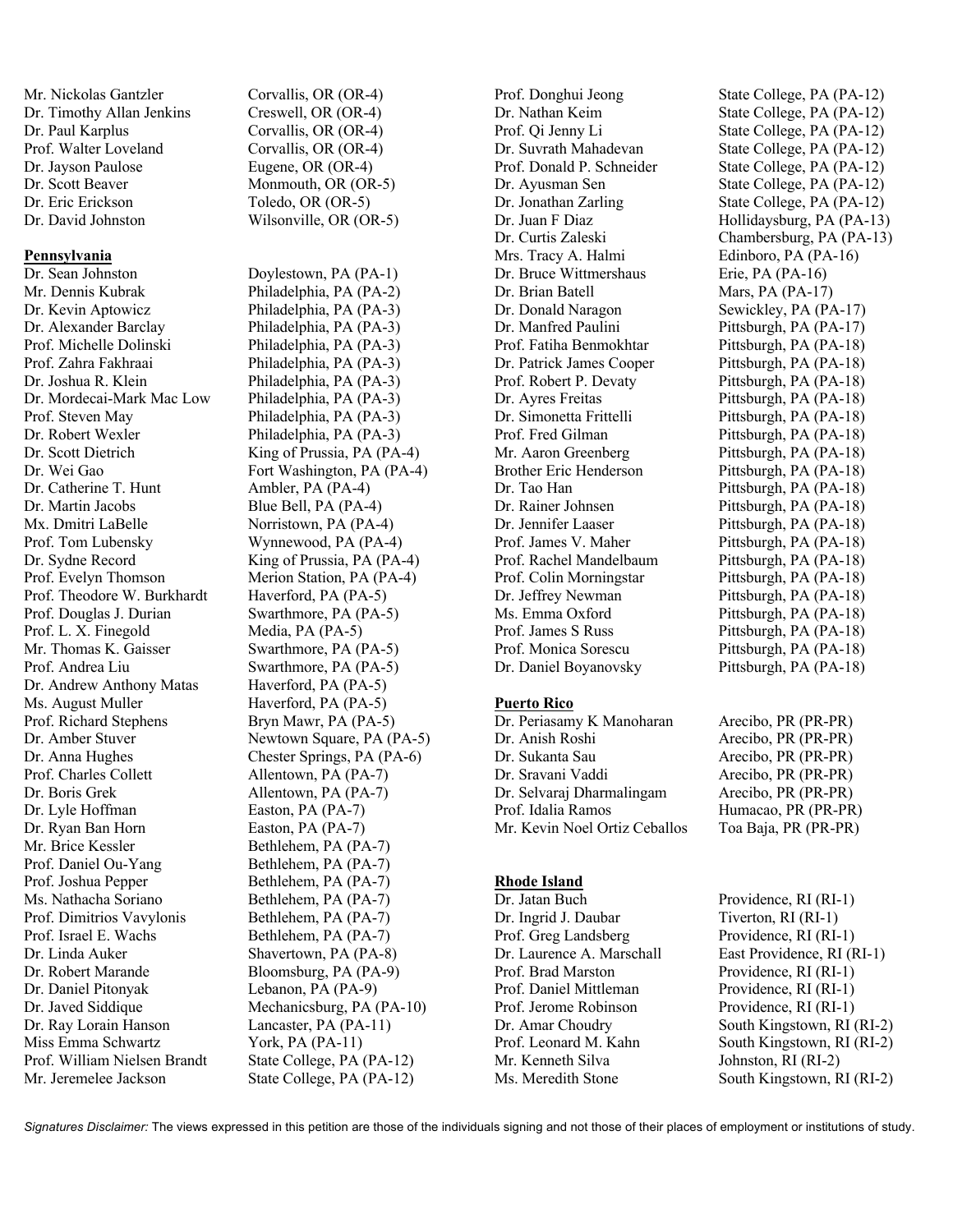Mr. Nickolas Gantzler — Corvallis, OR (OR-4)
Dr. Timothy Allan Jenkins — Creswell, OR (OR-4)
Dr. Paul Karplus — Corvallis, OR (OR-4)
Prof. Walter Loveland — Corvallis, OR (OR-4)
Dr. Jayson Paulose — Eugene, OR (OR-4)
Dr. Scott Beaver — Monmouth, OR (OR-5)
Dr. Eric Erickson — Toledo, OR (OR-5)
Dr. David Johnston — Wilsonville, OR (OR-5)

**Pennsylvania**

Dr. Sean Johnston — Doylestown, PA (PA-1)
Mr. Dennis Kubrak — Philadelphia, PA (PA-2)
Dr. Kevin Aptowicz — Philadelphia, PA (PA-3)
Dr. Alexander Barclay — Philadelphia, PA (PA-3)
Prof. Michelle Dolinski — Philadelphia, PA (PA-3)
Prof. Zahra Fakhraai — Philadelphia, PA (PA-3)
Dr. Joshua R. Klein — Philadelphia, PA (PA-3)
Dr. Mordecai-Mark Mac Low — Philadelphia, PA (PA-3)
Prof. Steven May — Philadelphia, PA (PA-3)
Dr. Robert Wexler — Philadelphia, PA (PA-3)
Dr. Scott Dietrich — King of Prussia, PA (PA-4)
Dr. Wei Gao — Fort Washington, PA (PA-4)
Dr. Catherine T. Hunt — Ambler, PA (PA-4)
Dr. Martin Jacobs — Blue Bell, PA (PA-4)
Mx. Dmitri LaBelle — Norristown, PA (PA-4)
Prof. Tom Lubensky — Wynnewood, PA (PA-4)
Dr. Sydne Record — King of Prussia, PA (PA-4)
Prof. Evelyn Thomson — Merion Station, PA (PA-4)
Prof. Theodore W. Burkhardt — Haverford, PA (PA-5)
Prof. Douglas J. Durian — Swarthmore, PA (PA-5)
Prof. L. X. Finegold — Media, PA (PA-5)
Mr. Thomas K. Gaisser — Swarthmore, PA (PA-5)
Prof. Andrea Liu — Swarthmore, PA (PA-5)
Dr. Andrew Anthony Matas — Haverford, PA (PA-5)
Ms. August Muller — Haverford, PA (PA-5)
Prof. Richard Stephens — Bryn Mawr, PA (PA-5)
Dr. Amber Stuver — Newtown Square, PA (PA-5)
Dr. Anna Hughes — Chester Springs, PA (PA-6)
Prof. Charles Collett — Allentown, PA (PA-7)
Dr. Boris Grek — Allentown, PA (PA-7)
Dr. Lyle Hoffman — Easton, PA (PA-7)
Dr. Ryan Ban Horn — Easton, PA (PA-7)
Mr. Brice Kessler — Bethlehem, PA (PA-7)
Prof. Daniel Ou-Yang — Bethlehem, PA (PA-7)
Prof. Joshua Pepper — Bethlehem, PA (PA-7)
Ms. Nathacha Soriano — Bethlehem, PA (PA-7)
Prof. Dimitrios Vavylonis — Bethlehem, PA (PA-7)
Prof. Israel E. Wachs — Bethlehem, PA (PA-7)
Dr. Linda Auker — Shavertown, PA (PA-8)
Dr. Robert Marande — Bloomsburg, PA (PA-9)
Dr. Daniel Pitonyak — Lebanon, PA (PA-9)
Dr. Javed Siddique — Mechanicsburg, PA (PA-10)
Dr. Ray Lorain Hanson — Lancaster, PA (PA-11)
Miss Emma Schwartz — York, PA (PA-11)
Prof. William Nielsen Brandt — State College, PA (PA-12)
Mr. Jeremelee Jackson — State College, PA (PA-12)
Prof. Donghui Jeong — State College, PA (PA-12)
Dr. Nathan Keim — State College, PA (PA-12)
Prof. Qi Jenny Li — State College, PA (PA-12)
Dr. Suvrath Mahadevan — State College, PA (PA-12)
Prof. Donald P. Schneider — State College, PA (PA-12)
Dr. Ayusman Sen — State College, PA (PA-12)
Dr. Jonathan Zarling — State College, PA (PA-12)
Dr. Juan F Diaz — Hollidaysburg, PA (PA-13)
Dr. Curtis Zaleski — Chambersburg, PA (PA-13)
Mrs. Tracy A. Halmi — Edinboro, PA (PA-16)
Dr. Bruce Wittmershaus — Erie, PA (PA-16)
Dr. Brian Batell — Mars, PA (PA-17)
Dr. Donald Naragon — Sewickley, PA (PA-17)
Dr. Manfred Paulini — Pittsburgh, PA (PA-17)
Prof. Fatiha Benmokhtar — Pittsburgh, PA (PA-18)
Dr. Patrick James Cooper — Pittsburgh, PA (PA-18)
Prof. Robert P. Devaty — Pittsburgh, PA (PA-18)
Dr. Ayres Freitas — Pittsburgh, PA (PA-18)
Dr. Simonetta Frittelli — Pittsburgh, PA (PA-18)
Prof. Fred Gilman — Pittsburgh, PA (PA-18)
Mr. Aaron Greenberg — Pittsburgh, PA (PA-18)
Brother Eric Henderson — Pittsburgh, PA (PA-18)
Dr. Tao Han — Pittsburgh, PA (PA-18)
Dr. Rainer Johnsen — Pittsburgh, PA (PA-18)
Dr. Jennifer Laaser — Pittsburgh, PA (PA-18)
Prof. James V. Maher — Pittsburgh, PA (PA-18)
Prof. Rachel Mandelbaum — Pittsburgh, PA (PA-18)
Prof. Colin Morningstar — Pittsburgh, PA (PA-18)
Dr. Jeffrey Newman — Pittsburgh, PA (PA-18)
Ms. Emma Oxford — Pittsburgh, PA (PA-18)
Prof. James S Russ — Pittsburgh, PA (PA-18)
Prof. Monica Sorescu — Pittsburgh, PA (PA-18)
Dr. Daniel Boyanovsky — Pittsburgh, PA (PA-18)

**Puerto Rico**

Dr. Periasamy K Manoharan — Arecibo, PR (PR-PR)
Dr. Anish Roshi — Arecibo, PR (PR-PR)
Dr. Sukanta Sau — Arecibo, PR (PR-PR)
Dr. Sravani Vaddi — Arecibo, PR (PR-PR)
Dr. Selvaraj Dharmalingam — Arecibo, PR (PR-PR)
Prof. Idalia Ramos — Humacao, PR (PR-PR)
Mr. Kevin Noel Ortiz Ceballos — Toa Baja, PR (PR-PR)

**Rhode Island**

Dr. Jatan Buch — Providence, RI (RI-1)
Dr. Ingrid J. Daubar — Tiverton, RI (RI-1)
Prof. Greg Landsberg — Providence, RI (RI-1)
Dr. Laurence A. Marschall — East Providence, RI (RI-1)
Prof. Brad Marston — Providence, RI (RI-1)
Prof. Daniel Mittleman — Providence, RI (RI-1)
Prof. Jerome Robinson — Providence, RI (RI-1)
Dr. Amar Choudry — South Kingstown, RI (RI-2)
Prof. Leonard M. Kahn — South Kingstown, RI (RI-2)
Mr. Kenneth Silva — Johnston, RI (RI-2)
Ms. Meredith Stone — South Kingstown, RI (RI-2)

*Signatures Disclaimer:* The views expressed in this petition are those of the individuals signing and not those of their places of employment or institutions of study.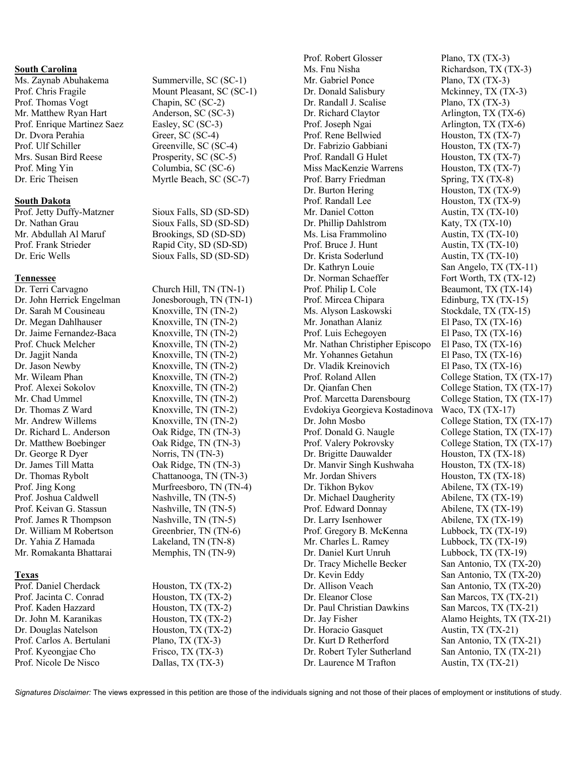## South Carolina

| | |
|---|---|
| Ms. Zaynab Abuhakema | Summerville, SC (SC-1) |
| Prof. Chris Fragile | Mount Pleasant, SC (SC-1) |
| Prof. Thomas Vogt | Chapin, SC (SC-2) |
| Mr. Matthew Ryan Hart | Anderson, SC (SC-3) |
| Prof. Enrique Martinez Saez | Easley, SC (SC-3) |
| Dr. Dvora Perahia | Greer, SC (SC-4) |
| Prof. Ulf Schiller | Greenville, SC (SC-4) |
| Mrs. Susan Bird Reese | Prosperity, SC (SC-5) |
| Prof. Ming Yin | Columbia, SC (SC-6) |
| Dr. Eric Theisen | Myrtle Beach, SC (SC-7) |

## South Dakota

| | |
|---|---|
| Prof. Jetty Duffy-Matzner | Sioux Falls, SD (SD-SD) |
| Dr. Nathan Grau | Sioux Falls, SD (SD-SD) |
| Mr. Abdullah Al Maruf | Brookings, SD (SD-SD) |
| Prof. Frank Strieder | Rapid City, SD (SD-SD) |
| Dr. Eric Wells | Sioux Falls, SD (SD-SD) |

## Tennessee

| | |
|---|---|
| Dr. Terri Carvagno | Church Hill, TN (TN-1) |
| Dr. John Herrick Engelman | Jonesborough, TN (TN-1) |
| Dr. Sarah M Cousineau | Knoxville, TN (TN-2) |
| Dr. Megan Dahlhauser | Knoxville, TN (TN-2) |
| Dr. Jaime Fernandez-Baca | Knoxville, TN (TN-2) |
| Prof. Chuck Melcher | Knoxville, TN (TN-2) |
| Dr. Jagjit Nanda | Knoxville, TN (TN-2) |
| Dr. Jason Newby | Knoxville, TN (TN-2) |
| Mr. Wileam Phan | Knoxville, TN (TN-2) |
| Prof. Alexei Sokolov | Knoxville, TN (TN-2) |
| Mr. Chad Ummel | Knoxville, TN (TN-2) |
| Dr. Thomas Z Ward | Knoxville, TN (TN-2) |
| Mr. Andrew Willems | Knoxville, TN (TN-2) |
| Dr. Richard L. Anderson | Oak Ridge, TN (TN-3) |
| Dr. Matthew Boebinger | Oak Ridge, TN (TN-3) |
| Dr. George R Dyer | Norris, TN (TN-3) |
| Dr. James Till Matta | Oak Ridge, TN (TN-3) |
| Dr. Thomas Rybolt | Chattanooga, TN (TN-3) |
| Prof. Jing Kong | Murfreesboro, TN (TN-4) |
| Prof. Joshua Caldwell | Nashville, TN (TN-5) |
| Prof. Keivan G. Stassun | Nashville, TN (TN-5) |
| Prof. James R Thompson | Nashville, TN (TN-5) |
| Dr. William M Robertson | Greenbrier, TN (TN-6) |
| Dr. Yahia Z Hamada | Lakeland, TN (TN-8) |
| Mr. Romakanta Bhattarai | Memphis, TN (TN-9) |

## Texas

| | |
|---|---|
| Prof. Daniel Cherdack | Houston, TX (TX-2) |
| Prof. Jacinta C. Conrad | Houston, TX (TX-2) |
| Prof. Kaden Hazzard | Houston, TX (TX-2) |
| Dr. John M. Karanikas | Houston, TX (TX-2) |
| Dr. Douglas Natelson | Houston, TX (TX-2) |
| Prof. Carlos A. Bertulani | Plano, TX (TX-3) |
| Prof. Kyeongjae Cho | Frisco, TX (TX-3) |
| Prof. Nicole De Nisco | Dallas, TX (TX-3) |
| Prof. Robert Glosser | Plano, TX (TX-3) |
| Ms. Fnu Nisha | Richardson, TX (TX-3) |
| Mr. Gabriel Ponce | Plano, TX (TX-3) |
| Dr. Donald Salisbury | Mckinney, TX (TX-3) |
| Dr. Randall J. Scalise | Plano, TX (TX-3) |
| Dr. Richard Claytor | Arlington, TX (TX-6) |
| Prof. Joseph Ngai | Arlington, TX (TX-6) |
| Prof. Rene Bellwied | Houston, TX (TX-7) |
| Dr. Fabrizio Gabbiani | Houston, TX (TX-7) |
| Prof. Randall G Hulet | Houston, TX (TX-7) |
| Miss MacKenzie Warrens | Houston, TX (TX-7) |
| Prof. Barry Friedman | Spring, TX (TX-8) |
| Dr. Burton Hering | Houston, TX (TX-9) |
| Prof. Randall Lee | Houston, TX (TX-9) |
| Mr. Daniel Cotton | Austin, TX (TX-10) |
| Dr. Phillip Dahlstrom | Katy, TX (TX-10) |
| Ms. Lisa Frammolino | Austin, TX (TX-10) |
| Prof. Bruce J. Hunt | Austin, TX (TX-10) |
| Dr. Krista Soderlund | Austin, TX (TX-10) |
| Dr. Kathryn Louie | San Angelo, TX (TX-11) |
| Dr. Norman Schaeffer | Fort Worth, TX (TX-12) |
| Prof. Philip L Cole | Beaumont, TX (TX-14) |
| Prof. Mircea Chipara | Edinburg, TX (TX-15) |
| Ms. Alyson Laskowski | Stockdale, TX (TX-15) |
| Mr. Jonathan Alaniz | El Paso, TX (TX-16) |
| Prof. Luis Echegoyen | El Paso, TX (TX-16) |
| Mr. Nathan Christipher Episcopo | El Paso, TX (TX-16) |
| Mr. Yohannes Getahun | El Paso, TX (TX-16) |
| Dr. Vladik Kreinovich | El Paso, TX (TX-16) |
| Prof. Roland Allen | College Station, TX (TX-17) |
| Dr. Qianfan Chen | College Station, TX (TX-17) |
| Prof. Marcetta Darensbourg | College Station, TX (TX-17) |
| Evdokiya Georgieva Kostadinova | Waco, TX (TX-17) |
| Dr. John Mosbo | College Station, TX (TX-17) |
| Prof. Donald G. Naugle | College Station, TX (TX-17) |
| Prof. Valery Pokrovsky | College Station, TX (TX-17) |
| Dr. Brigitte Dauwalder | Houston, TX (TX-18) |
| Dr. Manvir Singh Kushwaha | Houston, TX (TX-18) |
| Mr. Jordan Shivers | Houston, TX (TX-18) |
| Dr. Tikhon Bykov | Abilene, TX (TX-19) |
| Dr. Michael Daugherity | Abilene, TX (TX-19) |
| Prof. Edward Donnay | Abilene, TX (TX-19) |
| Dr. Larry Isenhower | Abilene, TX (TX-19) |
| Prof. Gregory B. McKenna | Lubbock, TX (TX-19) |
| Mr. Charles L. Ramey | Lubbock, TX (TX-19) |
| Dr. Daniel Kurt Unruh | Lubbock, TX (TX-19) |
| Dr. Tracy Michelle Becker | San Antonio, TX (TX-20) |
| Dr. Kevin Eddy | San Antonio, TX (TX-20) |
| Dr. Allison Veach | San Antonio, TX (TX-20) |
| Dr. Eleanor Close | San Marcos, TX (TX-21) |
| Dr. Paul Christian Dawkins | San Marcos, TX (TX-21) |
| Dr. Jay Fisher | Alamo Heights, TX (TX-21) |
| Dr. Horacio Gasquet | Austin, TX (TX-21) |
| Dr. Kurt D Retherford | San Antonio, TX (TX-21) |
| Dr. Robert Tyler Sutherland | San Antonio, TX (TX-21) |
| Dr. Laurence M Trafton | Austin, TX (TX-21) |

*Signatures Disclaimer:* The views expressed in this petition are those of the individuals signing and not those of their places of employment or institutions of study.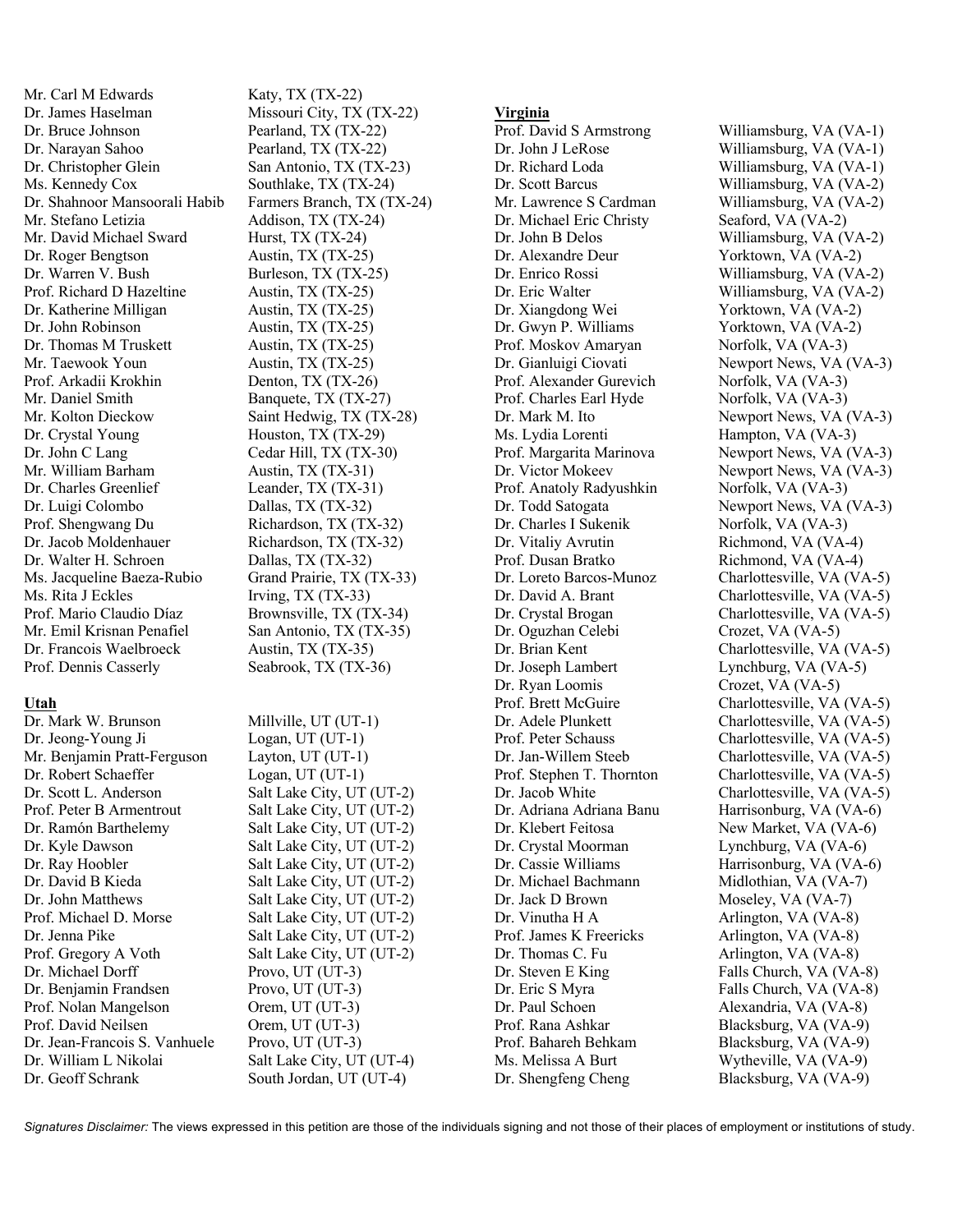Mr. Carl M Edwards — Katy, TX (TX-22)
Dr. James Haselman — Missouri City, TX (TX-22)
Dr. Bruce Johnson — Pearland, TX (TX-22)
Dr. Narayan Sahoo — Pearland, TX (TX-22)
Dr. Christopher Glein — San Antonio, TX (TX-23)
Ms. Kennedy Cox — Southlake, TX (TX-24)
Dr. Shahnoor Mansoorali Habib — Farmers Branch, TX (TX-24)
Mr. Stefano Letizia — Addison, TX (TX-24)
Mr. David Michael Sward — Hurst, TX (TX-24)
Dr. Roger Bengtson — Austin, TX (TX-25)
Dr. Warren V. Bush — Burleson, TX (TX-25)
Prof. Richard D Hazeltine — Austin, TX (TX-25)
Dr. Katherine Milligan — Austin, TX (TX-25)
Dr. John Robinson — Austin, TX (TX-25)
Dr. Thomas M Truskett — Austin, TX (TX-25)
Mr. Taewook Youn — Austin, TX (TX-25)
Prof. Arkadii Krokhin — Denton, TX (TX-26)
Mr. Daniel Smith — Banquete, TX (TX-27)
Mr. Kolton Dieckow — Saint Hedwig, TX (TX-28)
Dr. Crystal Young — Houston, TX (TX-29)
Dr. John C Lang — Cedar Hill, TX (TX-30)
Mr. William Barham — Austin, TX (TX-31)
Dr. Charles Greenlief — Leander, TX (TX-31)
Dr. Luigi Colombo — Dallas, TX (TX-32)
Prof. Shengwang Du — Richardson, TX (TX-32)
Dr. Jacob Moldenhauer — Richardson, TX (TX-32)
Dr. Walter H. Schroen — Dallas, TX (TX-32)
Ms. Jacqueline Baeza-Rubio — Grand Prairie, TX (TX-33)
Ms. Rita J Eckles — Irving, TX (TX-33)
Prof. Mario Claudio Díaz — Brownsville, TX (TX-34)
Mr. Emil Krisnan Penafiel — San Antonio, TX (TX-35)
Dr. Francois Waelbroeck — Austin, TX (TX-35)
Prof. Dennis Casserly — Seabrook, TX (TX-36)

**Utah**

Dr. Mark W. Brunson — Millville, UT (UT-1)
Dr. Jeong-Young Ji — Logan, UT (UT-1)
Mr. Benjamin Pratt-Ferguson — Layton, UT (UT-1)
Dr. Robert Schaeffer — Logan, UT (UT-1)
Dr. Scott L. Anderson — Salt Lake City, UT (UT-2)
Prof. Peter B Armentrout — Salt Lake City, UT (UT-2)
Dr. Ramón Barthelemy — Salt Lake City, UT (UT-2)
Dr. Kyle Dawson — Salt Lake City, UT (UT-2)
Dr. Ray Hoobler — Salt Lake City, UT (UT-2)
Dr. David B Kieda — Salt Lake City, UT (UT-2)
Dr. John Matthews — Salt Lake City, UT (UT-2)
Prof. Michael D. Morse — Salt Lake City, UT (UT-2)
Dr. Jenna Pike — Salt Lake City, UT (UT-2)
Prof. Gregory A Voth — Salt Lake City, UT (UT-2)
Dr. Michael Dorff — Provo, UT (UT-3)
Dr. Benjamin Frandsen — Provo, UT (UT-3)
Prof. Nolan Mangelson — Orem, UT (UT-3)
Prof. David Neilsen — Orem, UT (UT-3)
Dr. Jean-Francois S. Vanhuele — Provo, UT (UT-3)
Dr. William L Nikolai — Salt Lake City, UT (UT-4)
Dr. Geoff Schrank — South Jordan, UT (UT-4)

**Virginia**

Prof. David S Armstrong — Williamsburg, VA (VA-1)
Dr. John J LeRose — Williamsburg, VA (VA-1)
Dr. Richard Loda — Williamsburg, VA (VA-1)
Dr. Scott Barcus — Williamsburg, VA (VA-2)
Mr. Lawrence S Cardman — Williamsburg, VA (VA-2)
Dr. Michael Eric Christy — Seaford, VA (VA-2)
Dr. John B Delos — Williamsburg, VA (VA-2)
Dr. Alexandre Deur — Yorktown, VA (VA-2)
Dr. Enrico Rossi — Williamsburg, VA (VA-2)
Dr. Eric Walter — Williamsburg, VA (VA-2)
Dr. Xiangdong Wei — Yorktown, VA (VA-2)
Dr. Gwyn P. Williams — Yorktown, VA (VA-2)
Prof. Moskov Amaryan — Norfolk, VA (VA-3)
Dr. Gianluigi Ciovati — Newport News, VA (VA-3)
Prof. Alexander Gurevich — Norfolk, VA (VA-3)
Prof. Charles Earl Hyde — Norfolk, VA (VA-3)
Dr. Mark M. Ito — Newport News, VA (VA-3)
Ms. Lydia Lorenti — Hampton, VA (VA-3)
Prof. Margarita Marinova — Newport News, VA (VA-3)
Dr. Victor Mokeev — Newport News, VA (VA-3)
Prof. Anatoly Radyushkin — Norfolk, VA (VA-3)
Dr. Todd Satogata — Newport News, VA (VA-3)
Dr. Charles I Sukenik — Norfolk, VA (VA-3)
Dr. Vitaliy Avrutin — Richmond, VA (VA-4)
Prof. Dusan Bratko — Richmond, VA (VA-4)
Dr. Loreto Barcos-Munoz — Charlottesville, VA (VA-5)
Dr. David A. Brant — Charlottesville, VA (VA-5)
Dr. Crystal Brogan — Charlottesville, VA (VA-5)
Dr. Oguzhan Celebi — Crozet, VA (VA-5)
Dr. Brian Kent — Charlottesville, VA (VA-5)
Dr. Joseph Lambert — Lynchburg, VA (VA-5)
Dr. Ryan Loomis — Crozet, VA (VA-5)
Prof. Brett McGuire — Charlottesville, VA (VA-5)
Dr. Adele Plunkett — Charlottesville, VA (VA-5)
Prof. Peter Schauss — Charlottesville, VA (VA-5)
Dr. Jan-Willem Steeb — Charlottesville, VA (VA-5)
Prof. Stephen T. Thornton — Charlottesville, VA (VA-5)
Dr. Jacob White — Charlottesville, VA (VA-5)
Dr. Adriana Adriana Banu — Harrisonburg, VA (VA-6)
Dr. Klebert Feitosa — New Market, VA (VA-6)
Dr. Crystal Moorman — Lynchburg, VA (VA-6)
Dr. Cassie Williams — Harrisonburg, VA (VA-6)
Dr. Michael Bachmann — Midlothian, VA (VA-7)
Dr. Jack D Brown — Moseley, VA (VA-7)
Dr. Vinutha H A — Arlington, VA (VA-8)
Prof. James K Freericks — Arlington, VA (VA-8)
Dr. Thomas C. Fu — Arlington, VA (VA-8)
Dr. Steven E King — Falls Church, VA (VA-8)
Dr. Eric S Myra — Falls Church, VA (VA-8)
Dr. Paul Schoen — Alexandria, VA (VA-8)
Prof. Rana Ashkar — Blacksburg, VA (VA-9)
Prof. Bahareh Behkam — Blacksburg, VA (VA-9)
Ms. Melissa A Burt — Wytheville, VA (VA-9)
Dr. Shengfeng Cheng — Blacksburg, VA (VA-9)

*Signatures Disclaimer:* The views expressed in this petition are those of the individuals signing and not those of their places of employment or institutions of study.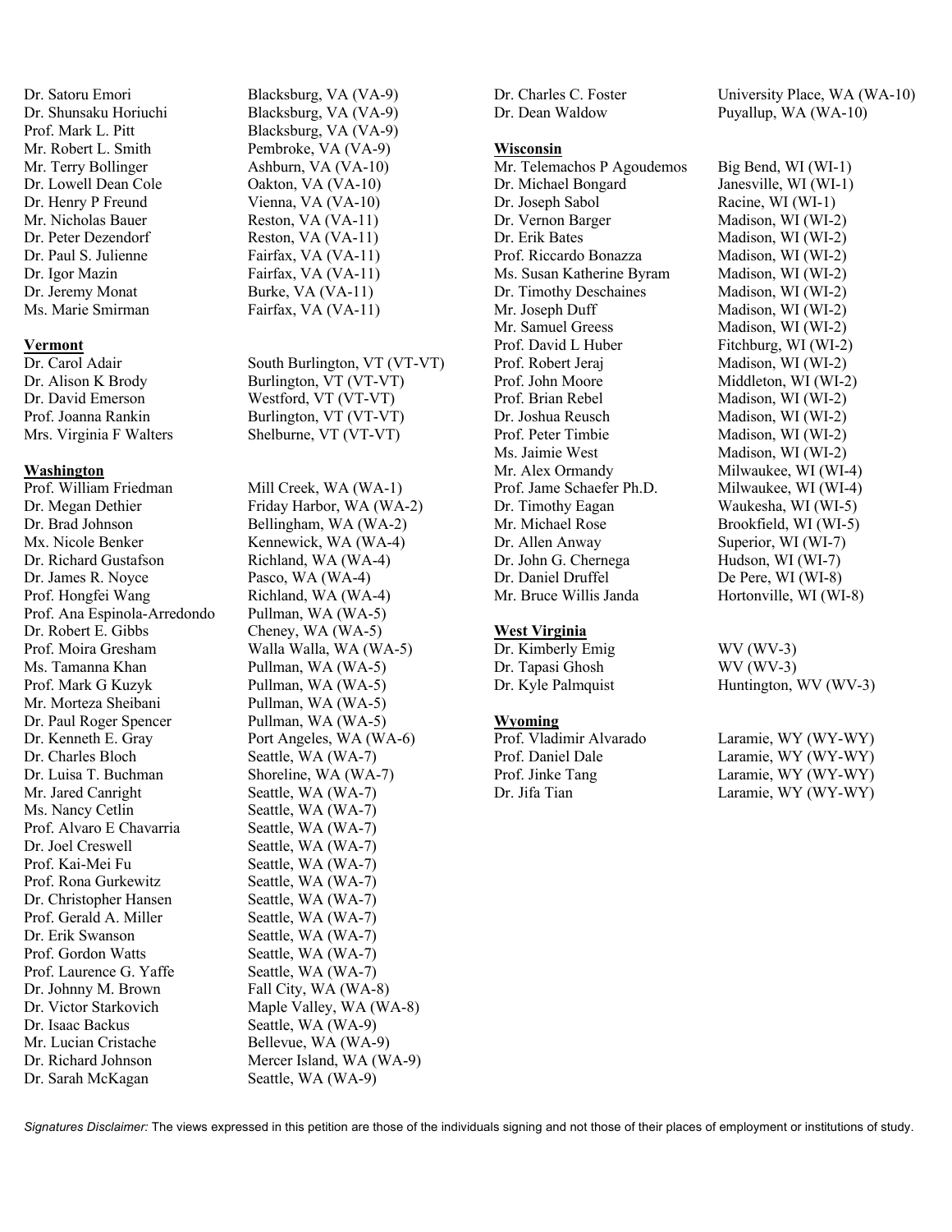| | |
|---|---|
| Dr. Satoru Emori | Blacksburg, VA (VA-9) |
| Dr. Shunsaku Horiuchi | Blacksburg, VA (VA-9) |
| Prof. Mark L. Pitt | Blacksburg, VA (VA-9) |
| Mr. Robert L. Smith | Pembroke, VA (VA-9) |
| Mr. Terry Bollinger | Ashburn, VA (VA-10) |
| Dr. Lowell Dean Cole | Oakton, VA (VA-10) |
| Dr. Henry P Freund | Vienna, VA (VA-10) |
| Mr. Nicholas Bauer | Reston, VA (VA-11) |
| Dr. Peter Dezendorf | Reston, VA (VA-11) |
| Dr. Paul S. Julienne | Fairfax, VA (VA-11) |
| Dr. Igor Mazin | Fairfax, VA (VA-11) |
| Dr. Jeremy Monat | Burke, VA (VA-11) |
| Ms. Marie Smirman | Fairfax, VA (VA-11) |

**Vermont**

| | |
|---|---|
| Dr. Carol Adair | South Burlington, VT (VT-VT) |
| Dr. Alison K Brody | Burlington, VT (VT-VT) |
| Dr. David Emerson | Westford, VT (VT-VT) |
| Prof. Joanna Rankin | Burlington, VT (VT-VT) |
| Mrs. Virginia F Walters | Shelburne, VT (VT-VT) |

**Washington**

| | |
|---|---|
| Prof. William Friedman | Mill Creek, WA (WA-1) |
| Dr. Megan Dethier | Friday Harbor, WA (WA-2) |
| Dr. Brad Johnson | Bellingham, WA (WA-2) |
| Mx. Nicole Benker | Kennewick, WA (WA-4) |
| Dr. Richard Gustafson | Richland, WA (WA-4) |
| Dr. James R. Noyce | Pasco, WA (WA-4) |
| Prof. Hongfei Wang | Richland, WA (WA-4) |
| Prof. Ana Espinola-Arredondo | Pullman, WA (WA-5) |
| Dr. Robert E. Gibbs | Cheney, WA (WA-5) |
| Prof. Moira Gresham | Walla Walla, WA (WA-5) |
| Ms. Tamanna Khan | Pullman, WA (WA-5) |
| Prof. Mark G Kuzyk | Pullman, WA (WA-5) |
| Mr. Morteza Sheibani | Pullman, WA (WA-5) |
| Dr. Paul Roger Spencer | Pullman, WA (WA-5) |
| Dr. Kenneth E. Gray | Port Angeles, WA (WA-6) |
| Dr. Charles Bloch | Seattle, WA (WA-7) |
| Dr. Luisa T. Buchman | Shoreline, WA (WA-7) |
| Mr. Jared Canright | Seattle, WA (WA-7) |
| Ms. Nancy Cetlin | Seattle, WA (WA-7) |
| Prof. Alvaro E Chavarria | Seattle, WA (WA-7) |
| Dr. Joel Creswell | Seattle, WA (WA-7) |
| Prof. Kai-Mei Fu | Seattle, WA (WA-7) |
| Prof. Rona Gurkewitz | Seattle, WA (WA-7) |
| Dr. Christopher Hansen | Seattle, WA (WA-7) |
| Prof. Gerald A. Miller | Seattle, WA (WA-7) |
| Dr. Erik Swanson | Seattle, WA (WA-7) |
| Prof. Gordon Watts | Seattle, WA (WA-7) |
| Prof. Laurence G. Yaffe | Seattle, WA (WA-7) |
| Dr. Johnny M. Brown | Fall City, WA (WA-8) |
| Dr. Victor Starkovich | Maple Valley, WA (WA-8) |
| Dr. Isaac Backus | Seattle, WA (WA-9) |
| Mr. Lucian Cristache | Bellevue, WA (WA-9) |
| Dr. Richard Johnson | Mercer Island, WA (WA-9) |
| Dr. Sarah McKagan | Seattle, WA (WA-9) |
| Dr. Charles C. Foster | University Place, WA (WA-10) |
| Dr. Dean Waldow | Puyallup, WA (WA-10) |

**Wisconsin**

| | |
|---|---|
| Mr. Telemachos P Agoudemos | Big Bend, WI (WI-1) |
| Dr. Michael Bongard | Janesville, WI (WI-1) |
| Dr. Joseph Sabol | Racine, WI (WI-1) |
| Dr. Vernon Barger | Madison, WI (WI-2) |
| Dr. Erik Bates | Madison, WI (WI-2) |
| Prof. Riccardo Bonazza | Madison, WI (WI-2) |
| Ms. Susan Katherine Byram | Madison, WI (WI-2) |
| Dr. Timothy Deschaines | Madison, WI (WI-2) |
| Mr. Joseph Duff | Madison, WI (WI-2) |
| Mr. Samuel Greess | Madison, WI (WI-2) |
| Prof. David L Huber | Fitchburg, WI (WI-2) |
| Prof. Robert Jeraj | Madison, WI (WI-2) |
| Prof. John Moore | Middleton, WI (WI-2) |
| Prof. Brian Rebel | Madison, WI (WI-2) |
| Dr. Joshua Reusch | Madison, WI (WI-2) |
| Prof. Peter Timbie | Madison, WI (WI-2) |
| Ms. Jaimie West | Madison, WI (WI-2) |
| Mr. Alex Ormandy | Milwaukee, WI (WI-4) |
| Prof. Jame Schaefer Ph.D. | Milwaukee, WI (WI-4) |
| Dr. Timothy Eagan | Waukesha, WI (WI-5) |
| Mr. Michael Rose | Brookfield, WI (WI-5) |
| Dr. Allen Anway | Superior, WI (WI-7) |
| Dr. John G. Chernega | Hudson, WI (WI-7) |
| Dr. Daniel Druffel | De Pere, WI (WI-8) |
| Mr. Bruce Willis Janda | Hortonville, WI (WI-8) |

**West Virginia**

| | |
|---|---|
| Dr. Kimberly Emig | WV (WV-3) |
| Dr. Tapasi Ghosh | WV (WV-3) |
| Dr. Kyle Palmquist | Huntington, WV (WV-3) |

**Wyoming**

| | |
|---|---|
| Prof. Vladimir Alvarado | Laramie, WY (WY-WY) |
| Prof. Daniel Dale | Laramie, WY (WY-WY) |
| Prof. Jinke Tang | Laramie, WY (WY-WY) |
| Dr. Jifa Tian | Laramie, WY (WY-WY) |

*Signatures Disclaimer:* The views expressed in this petition are those of the individuals signing and not those of their places of employment or institutions of study.